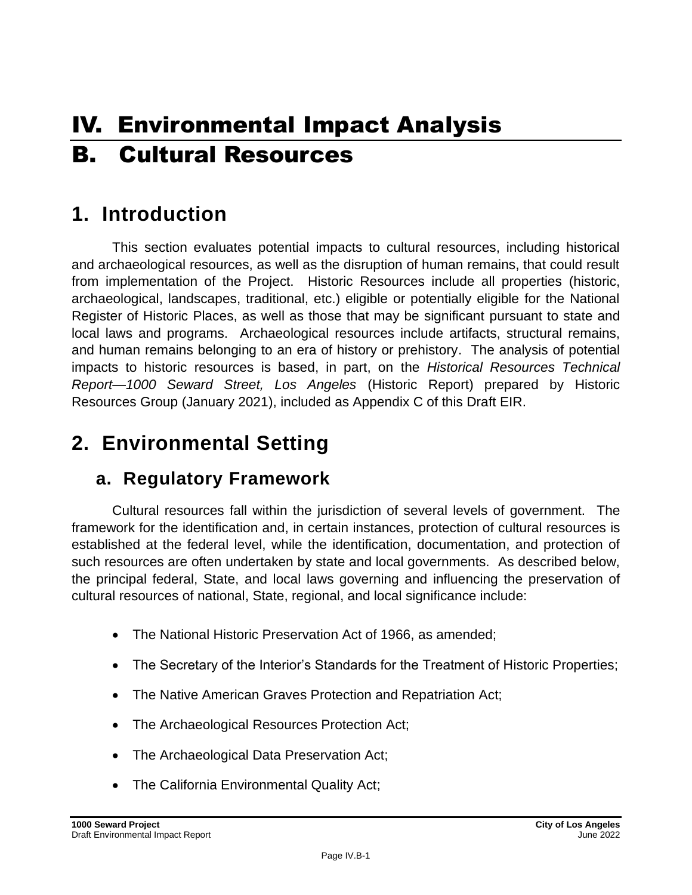# IV. Environmental Impact Analysis

# B. Cultural Resources

## 1. Introduction

This section evaluates potential impacts to cultural resources, including historical and archaeological resources, as well as the disruption of human remains, that could result from implementation of the Project. Historic Resources include all properties (historic, archaeological, landscapes, traditional, etc.) eligible or potentially eligible for the National Register of Historic Places, as well as those that may be significant pursuant to state and local laws and programs. Archaeological resources include artifacts, structural remains, and human remains belonging to an era of history or prehistory. The analysis of potential impacts to historic resources is based, in part, on the *Historical Resources Technical Report—1000 Seward Street, Los Angeles* (Historic Report) prepared by Historic Resources Group (January 2021), included as Appendix C of this Draft EIR.

## 2. Environmental Setting

### a. Regulatory Framework

Cultural resources fall within the jurisdiction of several levels of government. The framework for the identification and, in certain instances, protection of cultural resources is established at the federal level, while the identification, documentation, and protection of such resources are often undertaken by state and local governments. As described below, the principal federal, State, and local laws governing and influencing the preservation of cultural resources of national, State, regional, and local significance include:

- The National Historic Preservation Act of 1966, as amended;
- The Secretary of the Interior's Standards for the Treatment of Historic Properties;
- The Native American Graves Protection and Repatriation Act;
- The Archaeological Resources Protection Act;
- The Archaeological Data Preservation Act;
- The California Environmental Quality Act;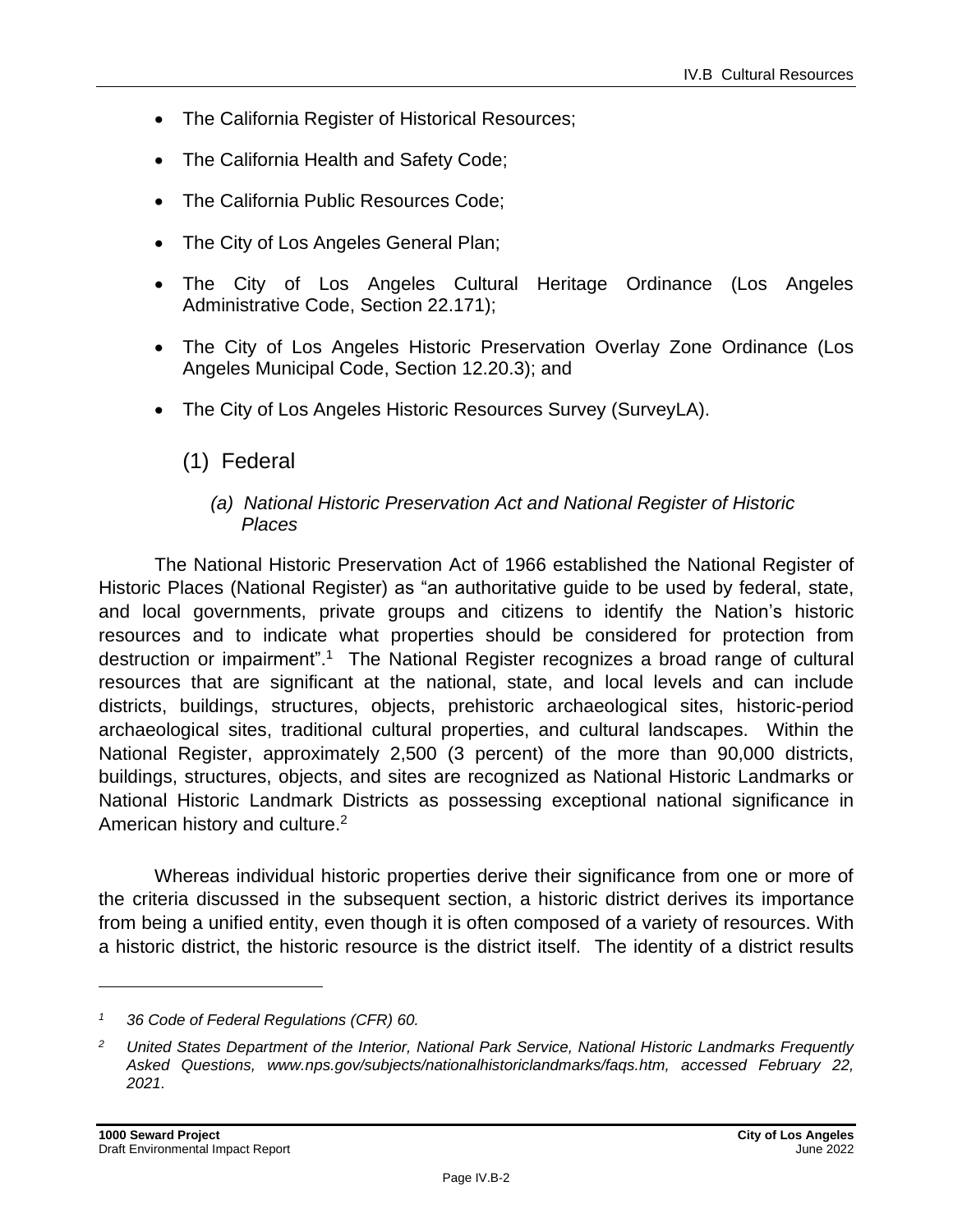- The California Register of Historical Resources;
- The California Health and Safety Code;
- The California Public Resources Code;
- The City of Los Angeles General Plan;
- The City of Los Angeles Cultural Heritage Ordinance (Los Angeles Administrative Code, Section 22.171);
- The City of Los Angeles Historic Preservation Overlay Zone Ordinance (Los Angeles Municipal Code, Section 12.20.3); and
- The City of Los Angeles Historic Resources Survey (SurveyLA).

## (1) Federal

### *(a) National Historic Preservation Act and National Register of Historic Places*

The National Historic Preservation Act of 1966 established the National Register of Historic Places (National Register) as "an authoritative guide to be used by federal, state, and local governments, private groups and citizens to identify the Nation's historic resources and to indicate what properties should be considered for protection from destruction or impairment".[1] The National Register recognizes a broad range of cultural resources that are significant at the national, state, and local levels and can include districts, buildings, structures, objects, prehistoric archaeological sites, historic-period archaeological sites, traditional cultural properties, and cultural landscapes. Within the National Register, approximately 2,500 (3 percent) of the more than 90,000 districts, buildings, structures, objects, and sites are recognized as National Historic Landmarks or National Historic Landmark Districts as possessing exceptional national significance in American history and culture.[2]

Whereas individual historic properties derive their significance from one or more of the criteria discussed in the subsequent section, a historic district derives its importance from being a unified entity, even though it is often composed of a variety of resources. With a historic district, the historic resource is the district itself. The identity of a district results

---

*[1] 36 Code of Federal Regulations (CFR) 60.*

*[2] United States Department of the Interior, National Park Service, National Historic Landmarks Frequently Asked Questions, www.nps.gov/subjects/nationalhistoriclandmarks/faqs.htm, accessed February 22, 2021.*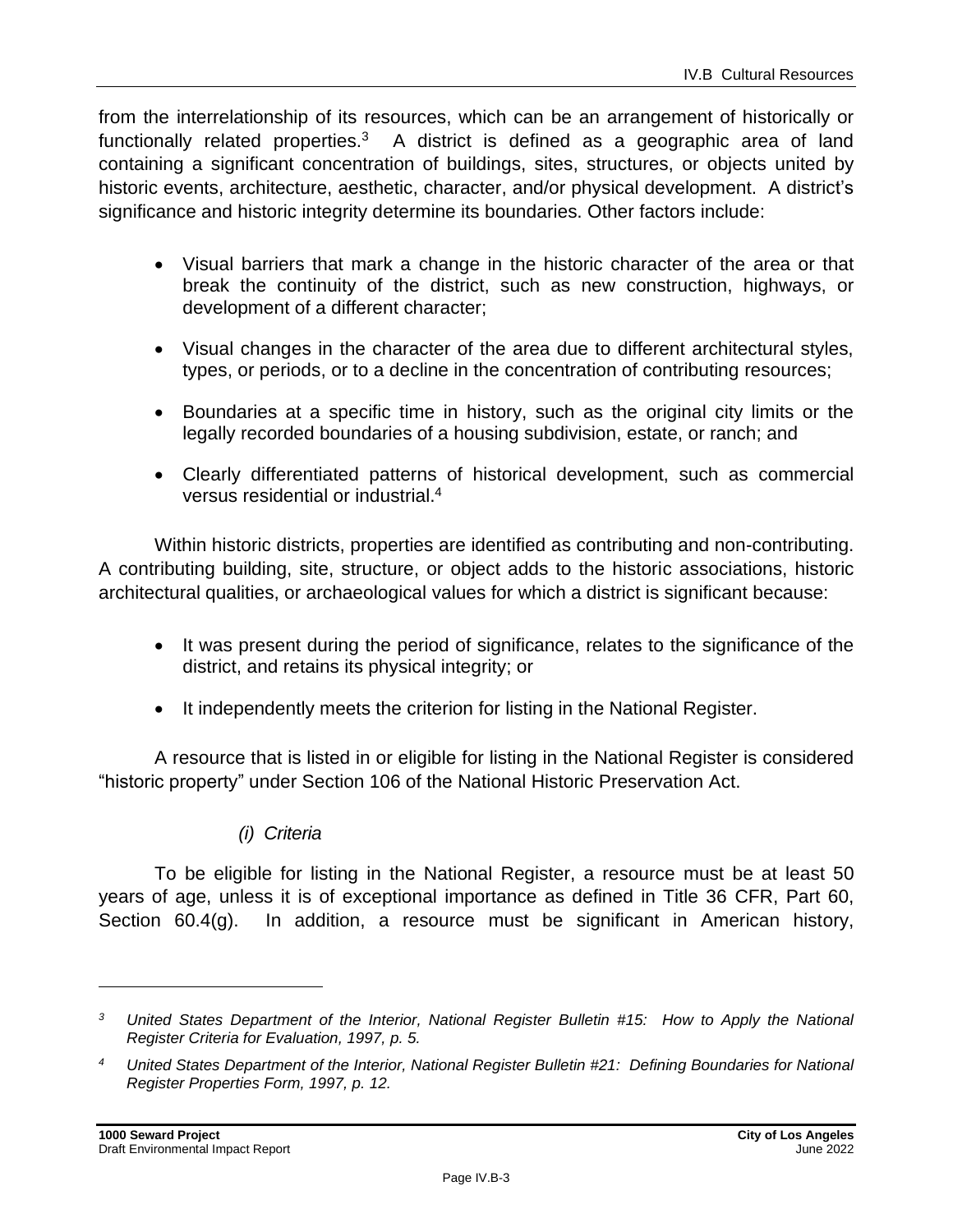from the interrelationship of its resources, which can be an arrangement of historically or functionally related properties.[3] A district is defined as a geographic area of land containing a significant concentration of buildings, sites, structures, or objects united by historic events, architecture, aesthetic, character, and/or physical development. A district's significance and historic integrity determine its boundaries. Other factors include:

- Visual barriers that mark a change in the historic character of the area or that break the continuity of the district, such as new construction, highways, or development of a different character;
- Visual changes in the character of the area due to different architectural styles, types, or periods, or to a decline in the concentration of contributing resources;
- Boundaries at a specific time in history, such as the original city limits or the legally recorded boundaries of a housing subdivision, estate, or ranch; and
- Clearly differentiated patterns of historical development, such as commercial versus residential or industrial.[4]

Within historic districts, properties are identified as contributing and non-contributing. A contributing building, site, structure, or object adds to the historic associations, historic architectural qualities, or archaeological values for which a district is significant because:

- It was present during the period of significance, relates to the significance of the district, and retains its physical integrity; or
- It independently meets the criterion for listing in the National Register.

A resource that is listed in or eligible for listing in the National Register is considered "historic property" under Section 106 of the National Historic Preservation Act.

*(i) Criteria*

To be eligible for listing in the National Register, a resource must be at least 50 years of age, unless it is of exceptional importance as defined in Title 36 CFR, Part 60, Section 60.4(g). In addition, a resource must be significant in American history,

---

[3] *United States Department of the Interior, National Register Bulletin #15: How to Apply the National Register Criteria for Evaluation, 1997, p. 5.*

[4] *United States Department of the Interior, National Register Bulletin #21: Defining Boundaries for National Register Properties Form, 1997, p. 12.*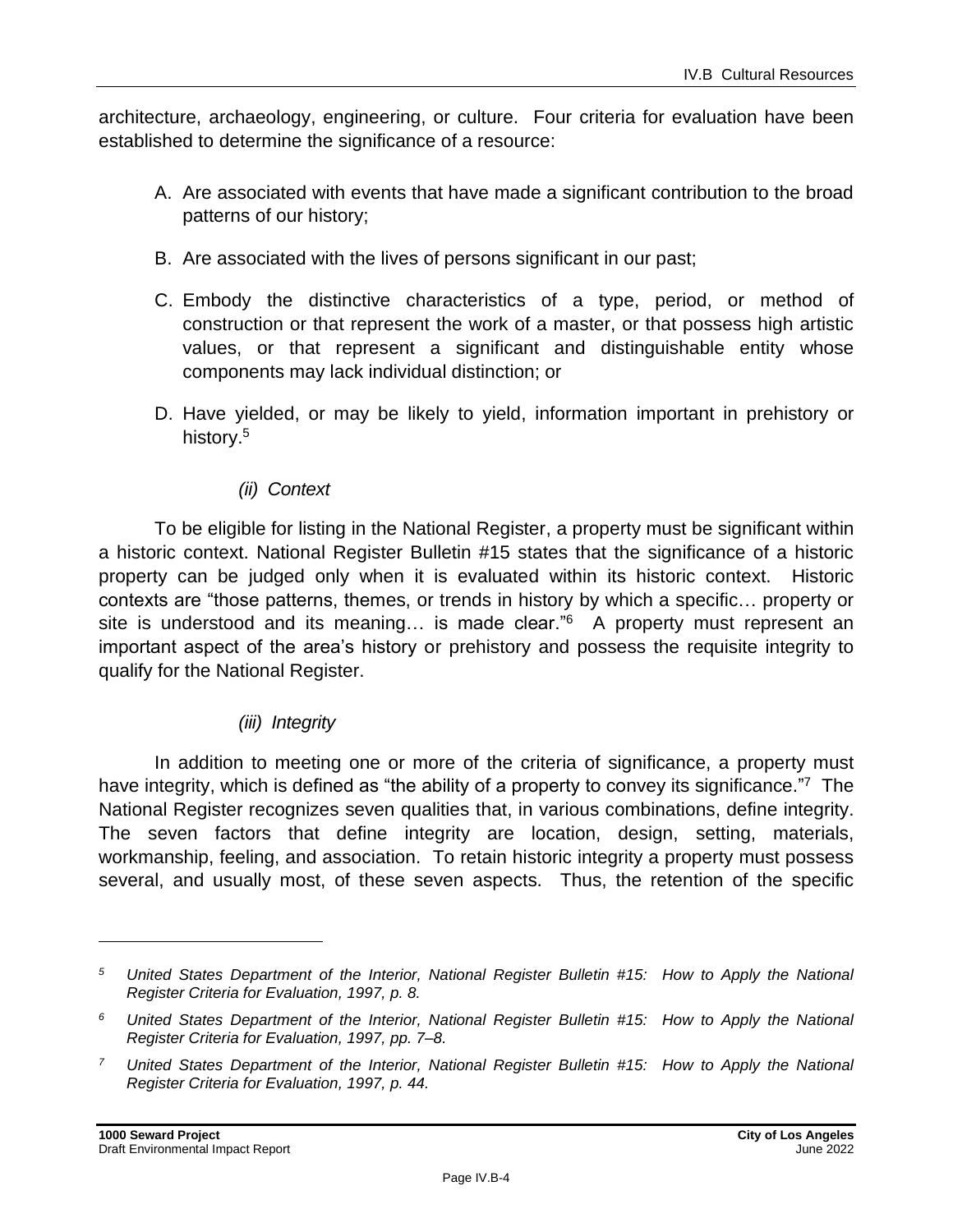architecture, archaeology, engineering, or culture. Four criteria for evaluation have been established to determine the significance of a resource:

A. Are associated with events that have made a significant contribution to the broad patterns of our history;

B. Are associated with the lives of persons significant in our past;

C. Embody the distinctive characteristics of a type, period, or method of construction or that represent the work of a master, or that possess high artistic values, or that represent a significant and distinguishable entity whose components may lack individual distinction; or

D. Have yielded, or may be likely to yield, information important in prehistory or history.[5]

*(ii) Context*

To be eligible for listing in the National Register, a property must be significant within a historic context. National Register Bulletin #15 states that the significance of a historic property can be judged only when it is evaluated within its historic context. Historic contexts are "those patterns, themes, or trends in history by which a specific… property or site is understood and its meaning… is made clear."[6] A property must represent an important aspect of the area's history or prehistory and possess the requisite integrity to qualify for the National Register.

*(iii) Integrity*

In addition to meeting one or more of the criteria of significance, a property must have integrity, which is defined as "the ability of a property to convey its significance."[7] The National Register recognizes seven qualities that, in various combinations, define integrity. The seven factors that define integrity are location, design, setting, materials, workmanship, feeling, and association. To retain historic integrity a property must possess several, and usually most, of these seven aspects. Thus, the retention of the specific

---

[5] *United States Department of the Interior, National Register Bulletin #15: How to Apply the National Register Criteria for Evaluation, 1997, p. 8.*

[6] *United States Department of the Interior, National Register Bulletin #15: How to Apply the National Register Criteria for Evaluation, 1997, pp. 7–8.*

[7] *United States Department of the Interior, National Register Bulletin #15: How to Apply the National Register Criteria for Evaluation, 1997, p. 44.*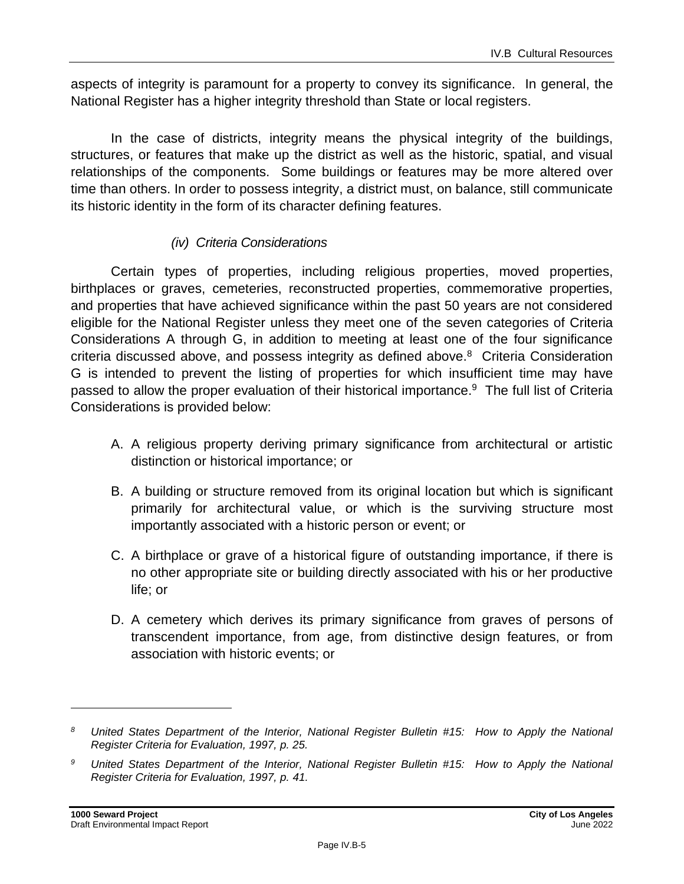aspects of integrity is paramount for a property to convey its significance. In general, the National Register has a higher integrity threshold than State or local registers.

In the case of districts, integrity means the physical integrity of the buildings, structures, or features that make up the district as well as the historic, spatial, and visual relationships of the components. Some buildings or features may be more altered over time than others. In order to possess integrity, a district must, on balance, still communicate its historic identity in the form of its character defining features.

#### *(iv) Criteria Considerations*

Certain types of properties, including religious properties, moved properties, birthplaces or graves, cemeteries, reconstructed properties, commemorative properties, and properties that have achieved significance within the past 50 years are not considered eligible for the National Register unless they meet one of the seven categories of Criteria Considerations A through G, in addition to meeting at least one of the four significance criteria discussed above, and possess integrity as defined above.[8] Criteria Consideration G is intended to prevent the listing of properties for which insufficient time may have passed to allow the proper evaluation of their historical importance.[9] The full list of Criteria Considerations is provided below:

A. A religious property deriving primary significance from architectural or artistic distinction or historical importance; or

B. A building or structure removed from its original location but which is significant primarily for architectural value, or which is the surviving structure most importantly associated with a historic person or event; or

C. A birthplace or grave of a historical figure of outstanding importance, if there is no other appropriate site or building directly associated with his or her productive life; or

D. A cemetery which derives its primary significance from graves of persons of transcendent importance, from age, from distinctive design features, or from association with historic events; or

---

[8] *United States Department of the Interior, National Register Bulletin #15: How to Apply the National Register Criteria for Evaluation, 1997, p. 25.*

[9] *United States Department of the Interior, National Register Bulletin #15: How to Apply the National Register Criteria for Evaluation, 1997, p. 41.*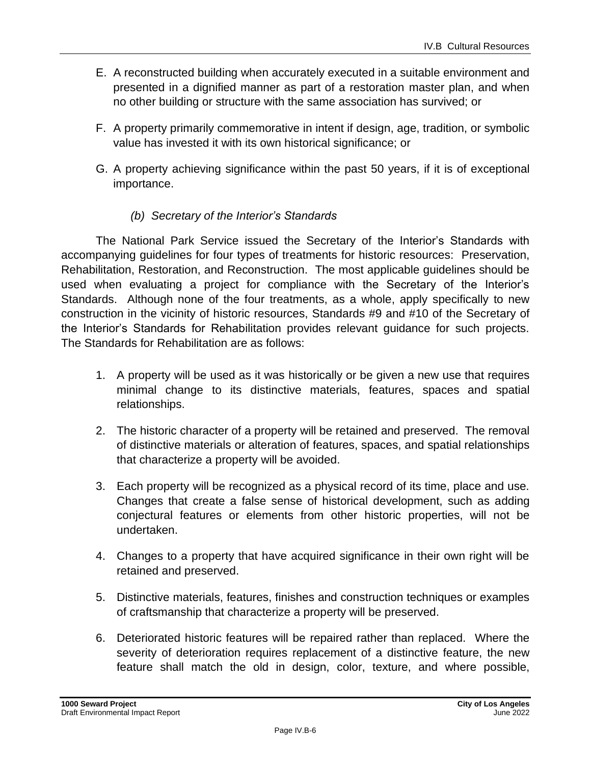E. A reconstructed building when accurately executed in a suitable environment and presented in a dignified manner as part of a restoration master plan, and when no other building or structure with the same association has survived; or

F. A property primarily commemorative in intent if design, age, tradition, or symbolic value has invested it with its own historical significance; or

G. A property achieving significance within the past 50 years, if it is of exceptional importance.

#### *(b) Secretary of the Interior's Standards*

The National Park Service issued the Secretary of the Interior's Standards with accompanying guidelines for four types of treatments for historic resources: Preservation, Rehabilitation, Restoration, and Reconstruction. The most applicable guidelines should be used when evaluating a project for compliance with the Secretary of the Interior's Standards. Although none of the four treatments, as a whole, apply specifically to new construction in the vicinity of historic resources, Standards #9 and #10 of the Secretary of the Interior's Standards for Rehabilitation provides relevant guidance for such projects. The Standards for Rehabilitation are as follows:

1. A property will be used as it was historically or be given a new use that requires minimal change to its distinctive materials, features, spaces and spatial relationships.

2. The historic character of a property will be retained and preserved. The removal of distinctive materials or alteration of features, spaces, and spatial relationships that characterize a property will be avoided.

3. Each property will be recognized as a physical record of its time, place and use. Changes that create a false sense of historical development, such as adding conjectural features or elements from other historic properties, will not be undertaken.

4. Changes to a property that have acquired significance in their own right will be retained and preserved.

5. Distinctive materials, features, finishes and construction techniques or examples of craftsmanship that characterize a property will be preserved.

6. Deteriorated historic features will be repaired rather than replaced. Where the severity of deterioration requires replacement of a distinctive feature, the new feature shall match the old in design, color, texture, and where possible,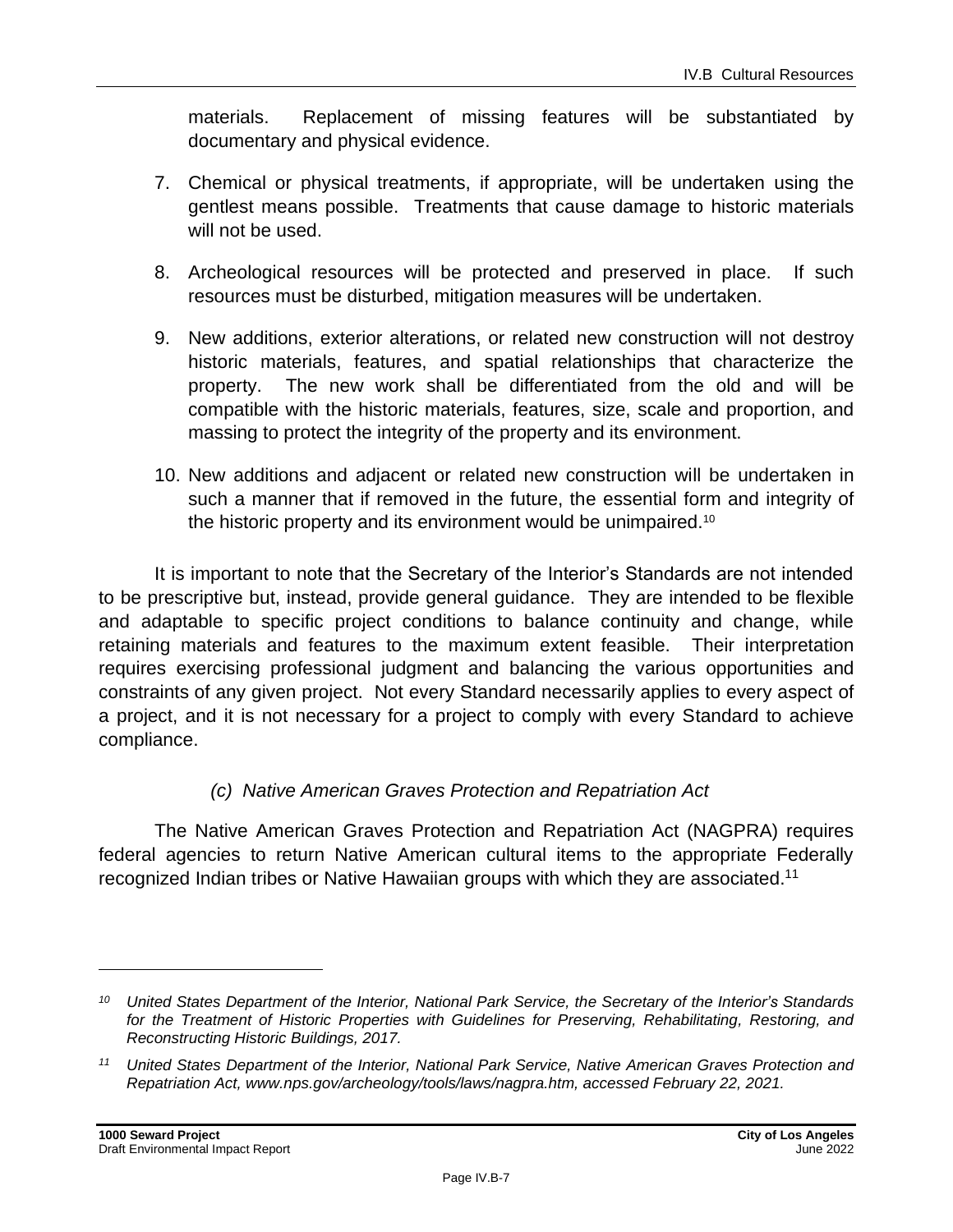materials. Replacement of missing features will be substantiated by documentary and physical evidence.

7. Chemical or physical treatments, if appropriate, will be undertaken using the gentlest means possible. Treatments that cause damage to historic materials will not be used.

8. Archeological resources will be protected and preserved in place. If such resources must be disturbed, mitigation measures will be undertaken.

9. New additions, exterior alterations, or related new construction will not destroy historic materials, features, and spatial relationships that characterize the property. The new work shall be differentiated from the old and will be compatible with the historic materials, features, size, scale and proportion, and massing to protect the integrity of the property and its environment.

10. New additions and adjacent or related new construction will be undertaken in such a manner that if removed in the future, the essential form and integrity of the historic property and its environment would be unimpaired.[10]

It is important to note that the Secretary of the Interior's Standards are not intended to be prescriptive but, instead, provide general guidance. They are intended to be flexible and adaptable to specific project conditions to balance continuity and change, while retaining materials and features to the maximum extent feasible. Their interpretation requires exercising professional judgment and balancing the various opportunities and constraints of any given project. Not every Standard necessarily applies to every aspect of a project, and it is not necessary for a project to comply with every Standard to achieve compliance.

### *(c) Native American Graves Protection and Repatriation Act*

The Native American Graves Protection and Repatriation Act (NAGPRA) requires federal agencies to return Native American cultural items to the appropriate Federally recognized Indian tribes or Native Hawaiian groups with which they are associated.[11]

---

*[10] United States Department of the Interior, National Park Service, the Secretary of the Interior's Standards for the Treatment of Historic Properties with Guidelines for Preserving, Rehabilitating, Restoring, and Reconstructing Historic Buildings, 2017.*

*[11] United States Department of the Interior, National Park Service, Native American Graves Protection and Repatriation Act, www.nps.gov/archeology/tools/laws/nagpra.htm, accessed February 22, 2021.*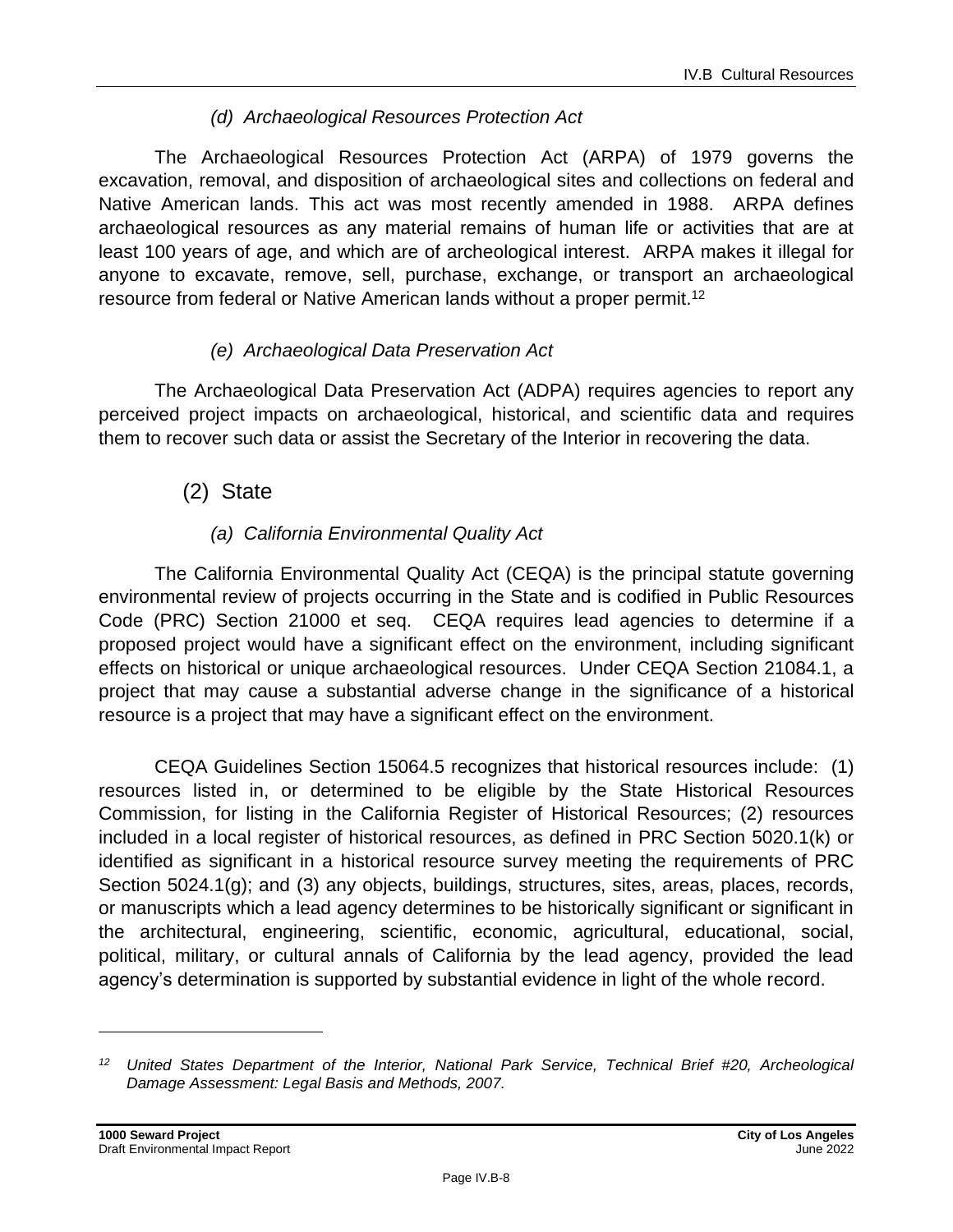#### *(d) Archaeological Resources Protection Act*

The Archaeological Resources Protection Act (ARPA) of 1979 governs the excavation, removal, and disposition of archaeological sites and collections on federal and Native American lands. This act was most recently amended in 1988. ARPA defines archaeological resources as any material remains of human life or activities that are at least 100 years of age, and which are of archeological interest. ARPA makes it illegal for anyone to excavate, remove, sell, purchase, exchange, or transport an archaeological resource from federal or Native American lands without a proper permit.[12]

#### *(e) Archaeological Data Preservation Act*

The Archaeological Data Preservation Act (ADPA) requires agencies to report any perceived project impacts on archaeological, historical, and scientific data and requires them to recover such data or assist the Secretary of the Interior in recovering the data.

### (2) State

#### *(a) California Environmental Quality Act*

The California Environmental Quality Act (CEQA) is the principal statute governing environmental review of projects occurring in the State and is codified in Public Resources Code (PRC) Section 21000 et seq. CEQA requires lead agencies to determine if a proposed project would have a significant effect on the environment, including significant effects on historical or unique archaeological resources. Under CEQA Section 21084.1, a project that may cause a substantial adverse change in the significance of a historical resource is a project that may have a significant effect on the environment.

CEQA Guidelines Section 15064.5 recognizes that historical resources include: (1) resources listed in, or determined to be eligible by the State Historical Resources Commission, for listing in the California Register of Historical Resources; (2) resources included in a local register of historical resources, as defined in PRC Section 5020.1(k) or identified as significant in a historical resource survey meeting the requirements of PRC Section 5024.1(g); and (3) any objects, buildings, structures, sites, areas, places, records, or manuscripts which a lead agency determines to be historically significant or significant in the architectural, engineering, scientific, economic, agricultural, educational, social, political, military, or cultural annals of California by the lead agency, provided the lead agency's determination is supported by substantial evidence in light of the whole record.

---

[12] *United States Department of the Interior, National Park Service, Technical Brief #20, Archeological Damage Assessment: Legal Basis and Methods, 2007.*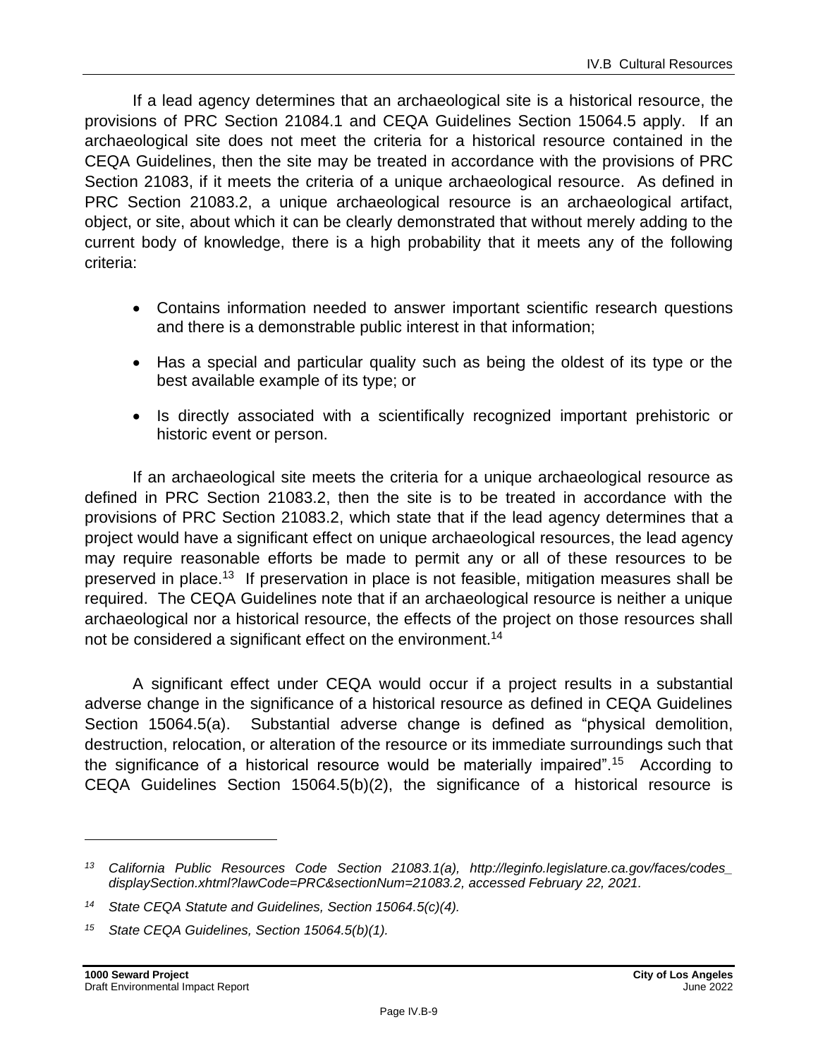If a lead agency determines that an archaeological site is a historical resource, the provisions of PRC Section 21084.1 and CEQA Guidelines Section 15064.5 apply. If an archaeological site does not meet the criteria for a historical resource contained in the CEQA Guidelines, then the site may be treated in accordance with the provisions of PRC Section 21083, if it meets the criteria of a unique archaeological resource. As defined in PRC Section 21083.2, a unique archaeological resource is an archaeological artifact, object, or site, about which it can be clearly demonstrated that without merely adding to the current body of knowledge, there is a high probability that it meets any of the following criteria:

- Contains information needed to answer important scientific research questions and there is a demonstrable public interest in that information;
- Has a special and particular quality such as being the oldest of its type or the best available example of its type; or
- Is directly associated with a scientifically recognized important prehistoric or historic event or person.

If an archaeological site meets the criteria for a unique archaeological resource as defined in PRC Section 21083.2, then the site is to be treated in accordance with the provisions of PRC Section 21083.2, which state that if the lead agency determines that a project would have a significant effect on unique archaeological resources, the lead agency may require reasonable efforts be made to permit any or all of these resources to be preserved in place.[13] If preservation in place is not feasible, mitigation measures shall be required. The CEQA Guidelines note that if an archaeological resource is neither a unique archaeological nor a historical resource, the effects of the project on those resources shall not be considered a significant effect on the environment.[14]

A significant effect under CEQA would occur if a project results in a substantial adverse change in the significance of a historical resource as defined in CEQA Guidelines Section 15064.5(a). Substantial adverse change is defined as "physical demolition, destruction, relocation, or alteration of the resource or its immediate surroundings such that the significance of a historical resource would be materially impaired".[15] According to CEQA Guidelines Section 15064.5(b)(2), the significance of a historical resource is

---

[13] *California Public Resources Code Section 21083.1(a), http://leginfo.legislature.ca.gov/faces/codes_displaySection.xhtml?lawCode=PRC&sectionNum=21083.2, accessed February 22, 2021.*

[14] *State CEQA Statute and Guidelines, Section 15064.5(c)(4).*

[15] *State CEQA Guidelines, Section 15064.5(b)(1).*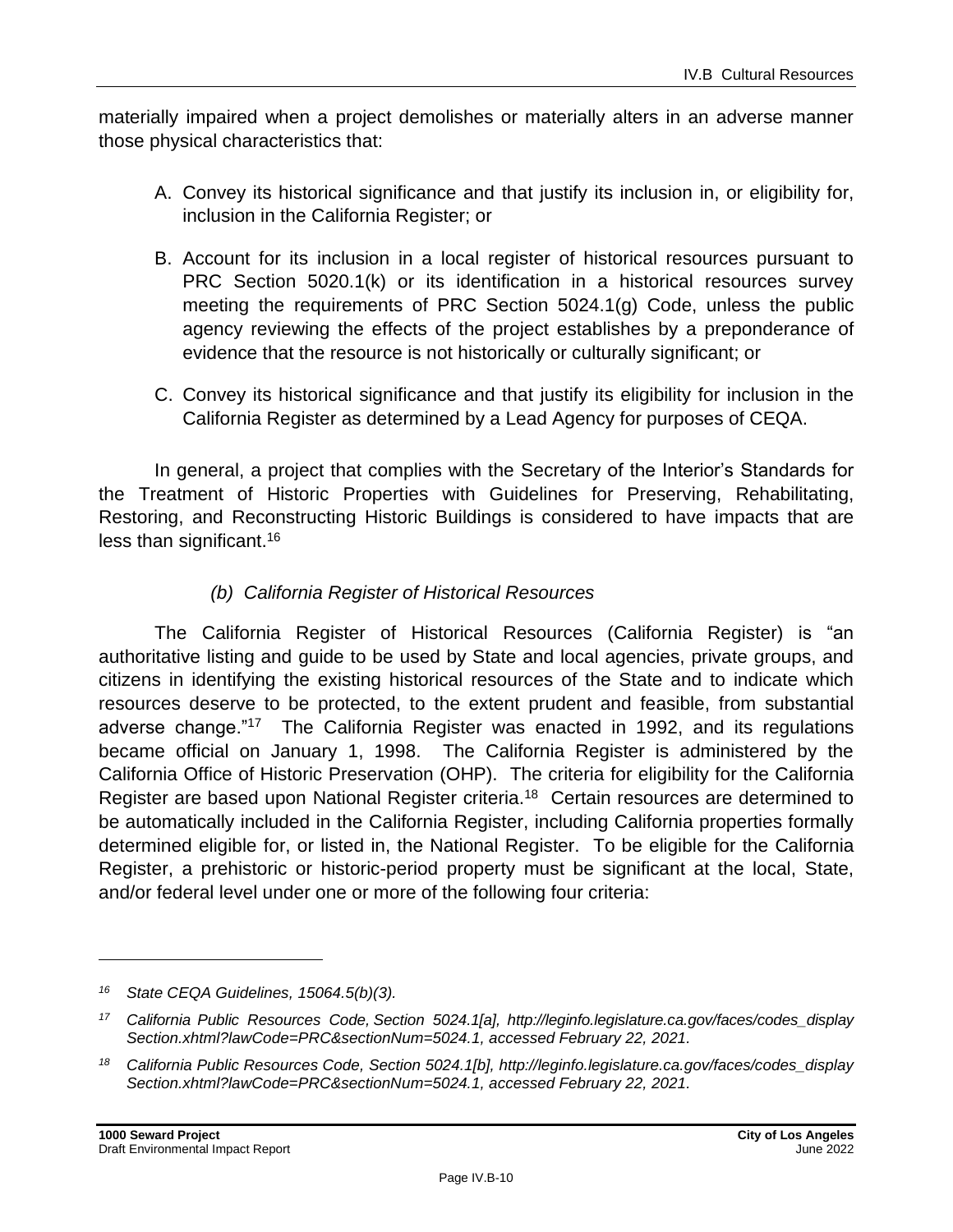materially impaired when a project demolishes or materially alters in an adverse manner those physical characteristics that:

A. Convey its historical significance and that justify its inclusion in, or eligibility for, inclusion in the California Register; or

B. Account for its inclusion in a local register of historical resources pursuant to PRC Section 5020.1(k) or its identification in a historical resources survey meeting the requirements of PRC Section 5024.1(g) Code, unless the public agency reviewing the effects of the project establishes by a preponderance of evidence that the resource is not historically or culturally significant; or

C. Convey its historical significance and that justify its eligibility for inclusion in the California Register as determined by a Lead Agency for purposes of CEQA.

In general, a project that complies with the Secretary of the Interior's Standards for the Treatment of Historic Properties with Guidelines for Preserving, Rehabilitating, Restoring, and Reconstructing Historic Buildings is considered to have impacts that are less than significant.[16]

*(b) California Register of Historical Resources*

The California Register of Historical Resources (California Register) is "an authoritative listing and guide to be used by State and local agencies, private groups, and citizens in identifying the existing historical resources of the State and to indicate which resources deserve to be protected, to the extent prudent and feasible, from substantial adverse change."[17] The California Register was enacted in 1992, and its regulations became official on January 1, 1998. The California Register is administered by the California Office of Historic Preservation (OHP). The criteria for eligibility for the California Register are based upon National Register criteria.[18] Certain resources are determined to be automatically included in the California Register, including California properties formally determined eligible for, or listed in, the National Register. To be eligible for the California Register, a prehistoric or historic-period property must be significant at the local, State, and/or federal level under one or more of the following four criteria:

---

[16] *State CEQA Guidelines, 15064.5(b)(3).*

[17] *California Public Resources Code, Section 5024.1[a], http://leginfo.legislature.ca.gov/faces/codes_displaySection.xhtml?lawCode=PRC&sectionNum=5024.1, accessed February 22, 2021.*

[18] *California Public Resources Code, Section 5024.1[b], http://leginfo.legislature.ca.gov/faces/codes_displaySection.xhtml?lawCode=PRC&sectionNum=5024.1, accessed February 22, 2021.*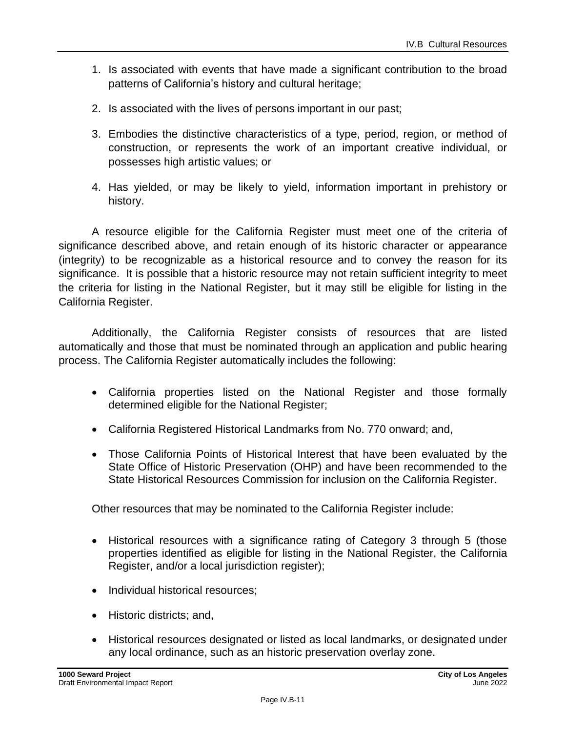1. Is associated with events that have made a significant contribution to the broad patterns of California's history and cultural heritage;

2. Is associated with the lives of persons important in our past;

3. Embodies the distinctive characteristics of a type, period, region, or method of construction, or represents the work of an important creative individual, or possesses high artistic values; or

4. Has yielded, or may be likely to yield, information important in prehistory or history.

A resource eligible for the California Register must meet one of the criteria of significance described above, and retain enough of its historic character or appearance (integrity) to be recognizable as a historical resource and to convey the reason for its significance. It is possible that a historic resource may not retain sufficient integrity to meet the criteria for listing in the National Register, but it may still be eligible for listing in the California Register.

Additionally, the California Register consists of resources that are listed automatically and those that must be nominated through an application and public hearing process. The California Register automatically includes the following:

- California properties listed on the National Register and those formally determined eligible for the National Register;
- California Registered Historical Landmarks from No. 770 onward; and,
- Those California Points of Historical Interest that have been evaluated by the State Office of Historic Preservation (OHP) and have been recommended to the State Historical Resources Commission for inclusion on the California Register.

Other resources that may be nominated to the California Register include:

- Historical resources with a significance rating of Category 3 through 5 (those properties identified as eligible for listing in the National Register, the California Register, and/or a local jurisdiction register);
- Individual historical resources;
- Historic districts; and,
- Historical resources designated or listed as local landmarks, or designated under any local ordinance, such as an historic preservation overlay zone.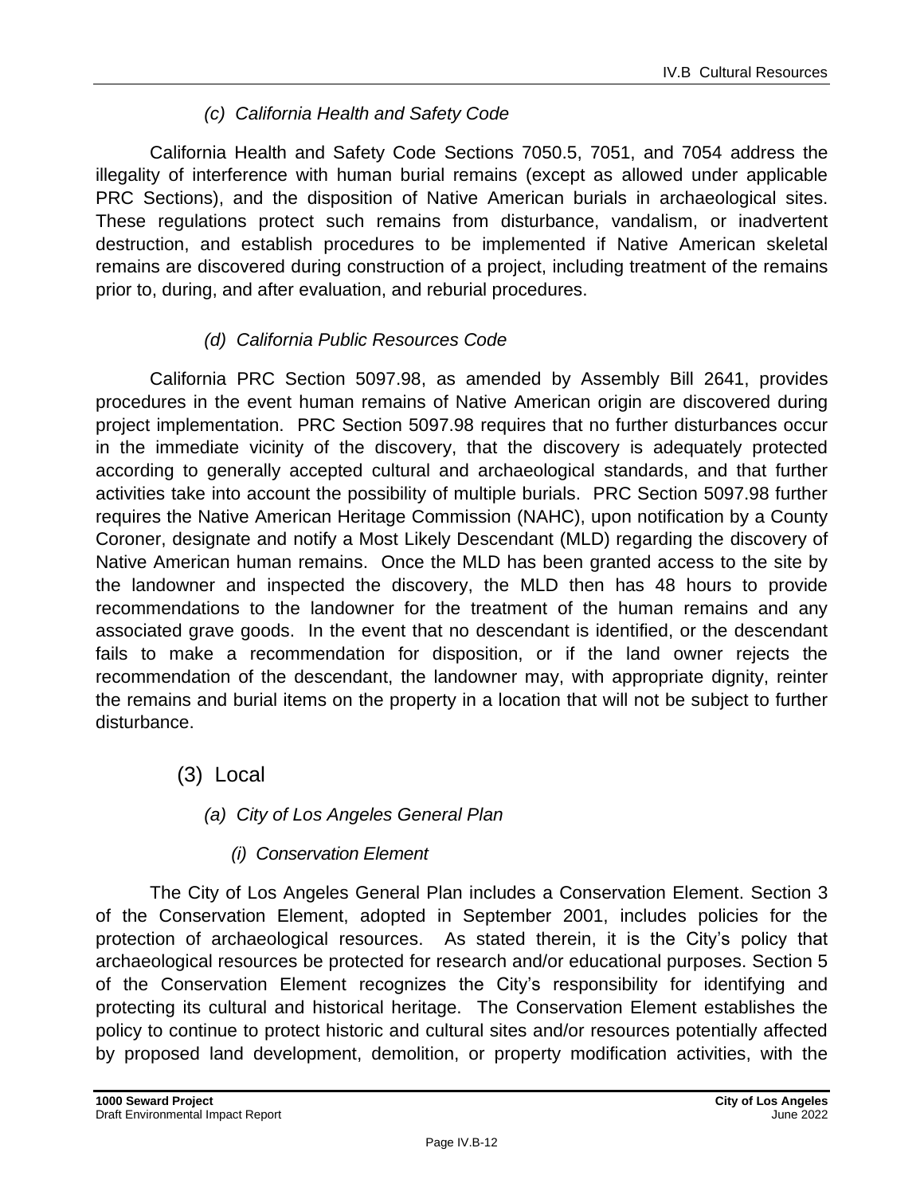#### *(c) California Health and Safety Code*

California Health and Safety Code Sections 7050.5, 7051, and 7054 address the illegality of interference with human burial remains (except as allowed under applicable PRC Sections), and the disposition of Native American burials in archaeological sites. These regulations protect such remains from disturbance, vandalism, or inadvertent destruction, and establish procedures to be implemented if Native American skeletal remains are discovered during construction of a project, including treatment of the remains prior to, during, and after evaluation, and reburial procedures.

#### *(d) California Public Resources Code*

California PRC Section 5097.98, as amended by Assembly Bill 2641, provides procedures in the event human remains of Native American origin are discovered during project implementation. PRC Section 5097.98 requires that no further disturbances occur in the immediate vicinity of the discovery, that the discovery is adequately protected according to generally accepted cultural and archaeological standards, and that further activities take into account the possibility of multiple burials. PRC Section 5097.98 further requires the Native American Heritage Commission (NAHC), upon notification by a County Coroner, designate and notify a Most Likely Descendant (MLD) regarding the discovery of Native American human remains. Once the MLD has been granted access to the site by the landowner and inspected the discovery, the MLD then has 48 hours to provide recommendations to the landowner for the treatment of the human remains and any associated grave goods. In the event that no descendant is identified, or the descendant fails to make a recommendation for disposition, or if the land owner rejects the recommendation of the descendant, the landowner may, with appropriate dignity, reinter the remains and burial items on the property in a location that will not be subject to further disturbance.

### (3) Local

#### *(a) City of Los Angeles General Plan*

##### *(i) Conservation Element*

The City of Los Angeles General Plan includes a Conservation Element. Section 3 of the Conservation Element, adopted in September 2001, includes policies for the protection of archaeological resources. As stated therein, it is the City's policy that archaeological resources be protected for research and/or educational purposes. Section 5 of the Conservation Element recognizes the City's responsibility for identifying and protecting its cultural and historical heritage. The Conservation Element establishes the policy to continue to protect historic and cultural sites and/or resources potentially affected by proposed land development, demolition, or property modification activities, with the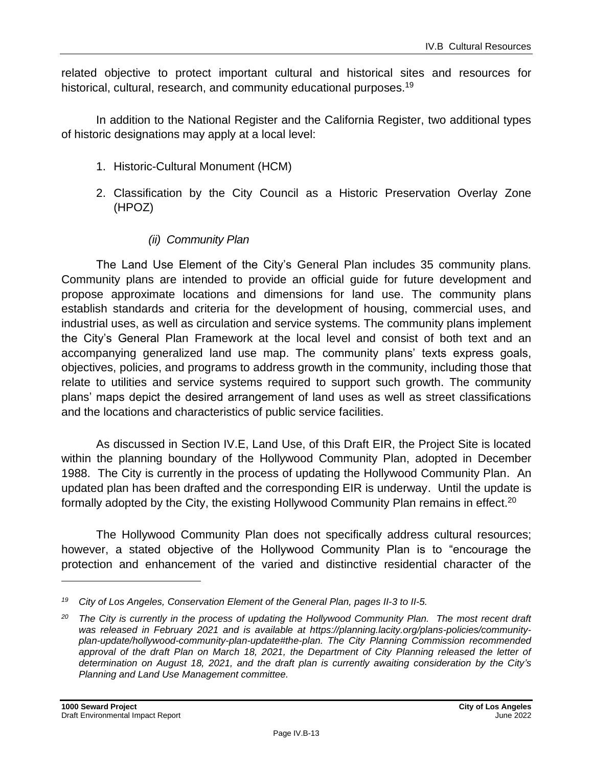related objective to protect important cultural and historical sites and resources for historical, cultural, research, and community educational purposes.[19]

In addition to the National Register and the California Register, two additional types of historic designations may apply at a local level:

1. Historic-Cultural Monument (HCM)
2. Classification by the City Council as a Historic Preservation Overlay Zone (HPOZ)

*(ii) Community Plan*

The Land Use Element of the City's General Plan includes 35 community plans. Community plans are intended to provide an official guide for future development and propose approximate locations and dimensions for land use. The community plans establish standards and criteria for the development of housing, commercial uses, and industrial uses, as well as circulation and service systems. The community plans implement the City's General Plan Framework at the local level and consist of both text and an accompanying generalized land use map. The community plans' texts express goals, objectives, policies, and programs to address growth in the community, including those that relate to utilities and service systems required to support such growth. The community plans' maps depict the desired arrangement of land uses as well as street classifications and the locations and characteristics of public service facilities.

As discussed in Section IV.E, Land Use, of this Draft EIR, the Project Site is located within the planning boundary of the Hollywood Community Plan, adopted in December 1988. The City is currently in the process of updating the Hollywood Community Plan. An updated plan has been drafted and the corresponding EIR is underway. Until the update is formally adopted by the City, the existing Hollywood Community Plan remains in effect.[20]

The Hollywood Community Plan does not specifically address cultural resources; however, a stated objective of the Hollywood Community Plan is to "encourage the protection and enhancement of the varied and distinctive residential character of the

---

*[19] City of Los Angeles, Conservation Element of the General Plan, pages II-3 to II-5.*

*[20] The City is currently in the process of updating the Hollywood Community Plan. The most recent draft was released in February 2021 and is available at https://planning.lacity.org/plans-policies/community-plan-update/hollywood-community-plan-update#the-plan. The City Planning Commission recommended approval of the draft Plan on March 18, 2021, the Department of City Planning released the letter of determination on August 18, 2021, and the draft plan is currently awaiting consideration by the City's Planning and Land Use Management committee.*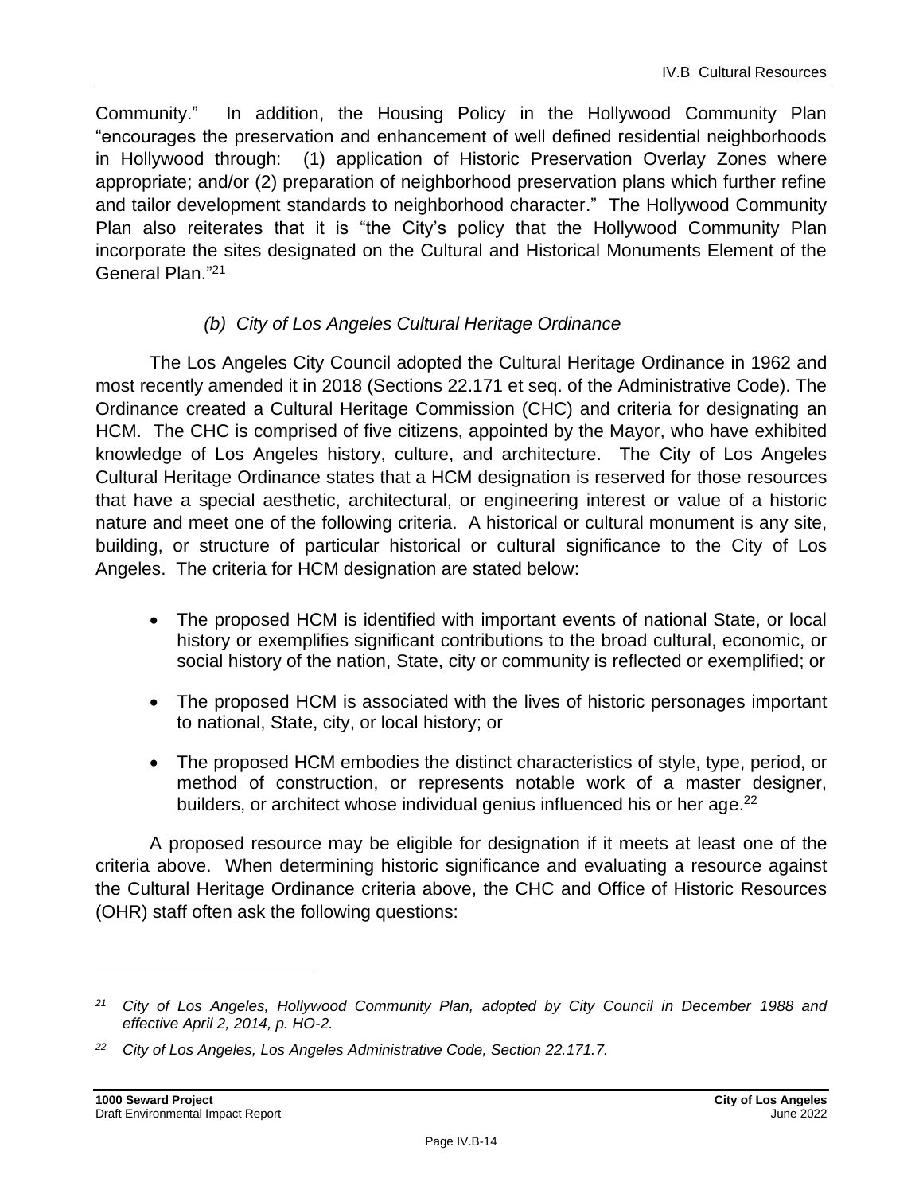Community." In addition, the Housing Policy in the Hollywood Community Plan "encourages the preservation and enhancement of well defined residential neighborhoods in Hollywood through: (1) application of Historic Preservation Overlay Zones where appropriate; and/or (2) preparation of neighborhood preservation plans which further refine and tailor development standards to neighborhood character." The Hollywood Community Plan also reiterates that it is "the City's policy that the Hollywood Community Plan incorporate the sites designated on the Cultural and Historical Monuments Element of the General Plan."[21]

#### *(b) City of Los Angeles Cultural Heritage Ordinance*

The Los Angeles City Council adopted the Cultural Heritage Ordinance in 1962 and most recently amended it in 2018 (Sections 22.171 et seq. of the Administrative Code). The Ordinance created a Cultural Heritage Commission (CHC) and criteria for designating an HCM. The CHC is comprised of five citizens, appointed by the Mayor, who have exhibited knowledge of Los Angeles history, culture, and architecture. The City of Los Angeles Cultural Heritage Ordinance states that a HCM designation is reserved for those resources that have a special aesthetic, architectural, or engineering interest or value of a historic nature and meet one of the following criteria. A historical or cultural monument is any site, building, or structure of particular historical or cultural significance to the City of Los Angeles. The criteria for HCM designation are stated below:

- The proposed HCM is identified with important events of national State, or local history or exemplifies significant contributions to the broad cultural, economic, or social history of the nation, State, city or community is reflected or exemplified; or
- The proposed HCM is associated with the lives of historic personages important to national, State, city, or local history; or
- The proposed HCM embodies the distinct characteristics of style, type, period, or method of construction, or represents notable work of a master designer, builders, or architect whose individual genius influenced his or her age.[22]

A proposed resource may be eligible for designation if it meets at least one of the criteria above. When determining historic significance and evaluating a resource against the Cultural Heritage Ordinance criteria above, the CHC and Office of Historic Resources (OHR) staff often ask the following questions:

---

[21] *City of Los Angeles, Hollywood Community Plan, adopted by City Council in December 1988 and effective April 2, 2014, p. HO-2.*

[22] *City of Los Angeles, Los Angeles Administrative Code, Section 22.171.7.*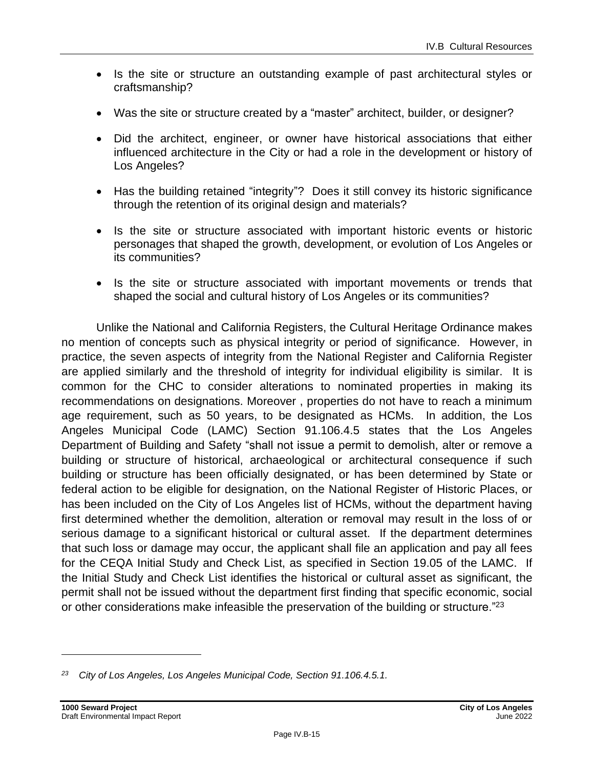- Is the site or structure an outstanding example of past architectural styles or craftsmanship?
- Was the site or structure created by a "master" architect, builder, or designer?
- Did the architect, engineer, or owner have historical associations that either influenced architecture in the City or had a role in the development or history of Los Angeles?
- Has the building retained "integrity"? Does it still convey its historic significance through the retention of its original design and materials?
- Is the site or structure associated with important historic events or historic personages that shaped the growth, development, or evolution of Los Angeles or its communities?
- Is the site or structure associated with important movements or trends that shaped the social and cultural history of Los Angeles or its communities?

Unlike the National and California Registers, the Cultural Heritage Ordinance makes no mention of concepts such as physical integrity or period of significance. However, in practice, the seven aspects of integrity from the National Register and California Register are applied similarly and the threshold of integrity for individual eligibility is similar. It is common for the CHC to consider alterations to nominated properties in making its recommendations on designations. Moreover , properties do not have to reach a minimum age requirement, such as 50 years, to be designated as HCMs. In addition, the Los Angeles Municipal Code (LAMC) Section 91.106.4.5 states that the Los Angeles Department of Building and Safety "shall not issue a permit to demolish, alter or remove a building or structure of historical, archaeological or architectural consequence if such building or structure has been officially designated, or has been determined by State or federal action to be eligible for designation, on the National Register of Historic Places, or has been included on the City of Los Angeles list of HCMs, without the department having first determined whether the demolition, alteration or removal may result in the loss of or serious damage to a significant historical or cultural asset. If the department determines that such loss or damage may occur, the applicant shall file an application and pay all fees for the CEQA Initial Study and Check List, as specified in Section 19.05 of the LAMC. If the Initial Study and Check List identifies the historical or cultural asset as significant, the permit shall not be issued without the department first finding that specific economic, social or other considerations make infeasible the preservation of the building or structure."[23]

---

[23] *City of Los Angeles, Los Angeles Municipal Code, Section 91.106.4.5.1.*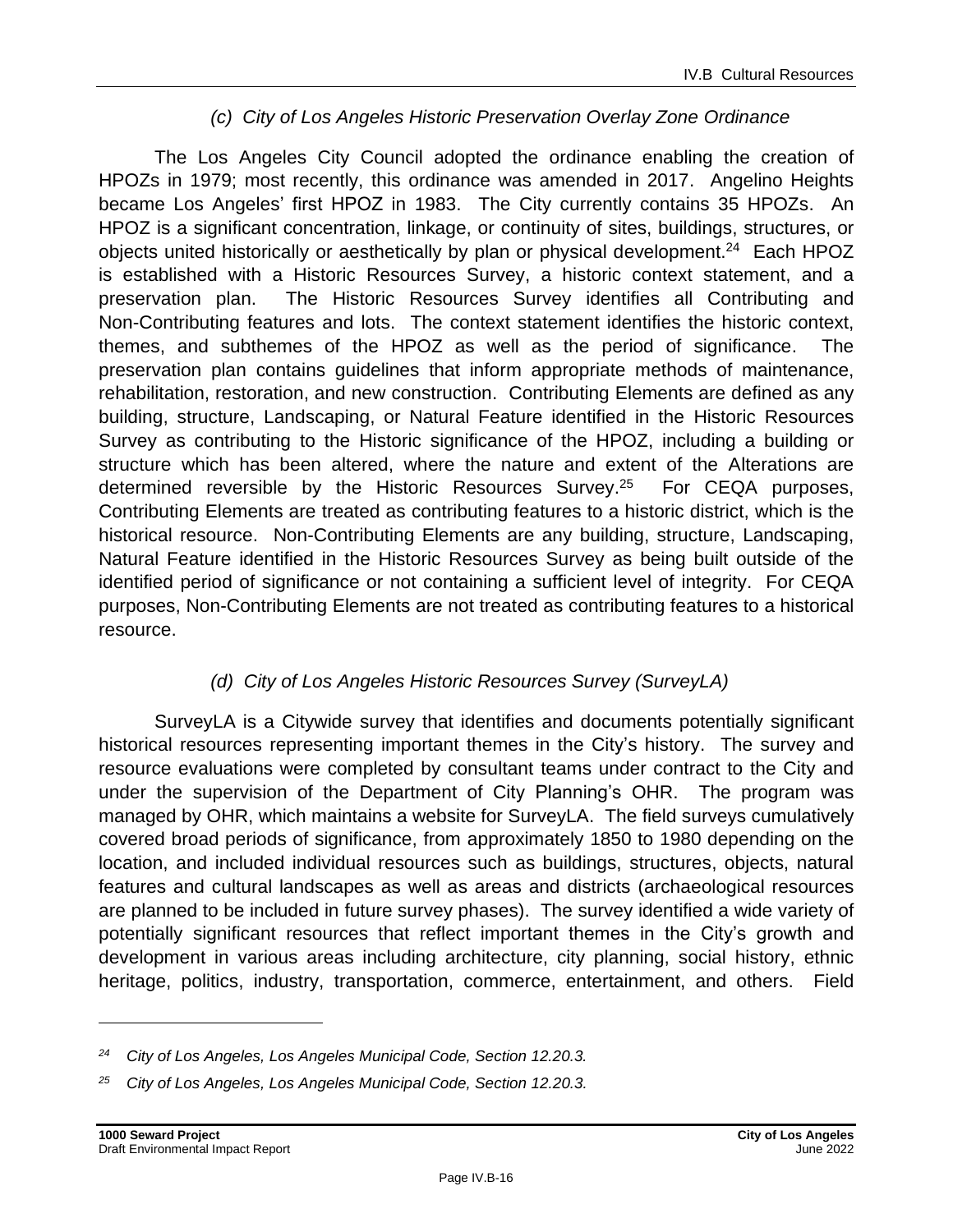### *(c) City of Los Angeles Historic Preservation Overlay Zone Ordinance*

The Los Angeles City Council adopted the ordinance enabling the creation of HPOZs in 1979; most recently, this ordinance was amended in 2017. Angelino Heights became Los Angeles' first HPOZ in 1983. The City currently contains 35 HPOZs. An HPOZ is a significant concentration, linkage, or continuity of sites, buildings, structures, or objects united historically or aesthetically by plan or physical development.[24] Each HPOZ is established with a Historic Resources Survey, a historic context statement, and a preservation plan. The Historic Resources Survey identifies all Contributing and Non-Contributing features and lots. The context statement identifies the historic context, themes, and subthemes of the HPOZ as well as the period of significance. The preservation plan contains guidelines that inform appropriate methods of maintenance, rehabilitation, restoration, and new construction. Contributing Elements are defined as any building, structure, Landscaping, or Natural Feature identified in the Historic Resources Survey as contributing to the Historic significance of the HPOZ, including a building or structure which has been altered, where the nature and extent of the Alterations are determined reversible by the Historic Resources Survey.[25] For CEQA purposes, Contributing Elements are treated as contributing features to a historic district, which is the historical resource. Non-Contributing Elements are any building, structure, Landscaping, Natural Feature identified in the Historic Resources Survey as being built outside of the identified period of significance or not containing a sufficient level of integrity. For CEQA purposes, Non-Contributing Elements are not treated as contributing features to a historical resource.

### *(d) City of Los Angeles Historic Resources Survey (SurveyLA)*

SurveyLA is a Citywide survey that identifies and documents potentially significant historical resources representing important themes in the City's history. The survey and resource evaluations were completed by consultant teams under contract to the City and under the supervision of the Department of City Planning's OHR. The program was managed by OHR, which maintains a website for SurveyLA. The field surveys cumulatively covered broad periods of significance, from approximately 1850 to 1980 depending on the location, and included individual resources such as buildings, structures, objects, natural features and cultural landscapes as well as areas and districts (archaeological resources are planned to be included in future survey phases). The survey identified a wide variety of potentially significant resources that reflect important themes in the City's growth and development in various areas including architecture, city planning, social history, ethnic heritage, politics, industry, transportation, commerce, entertainment, and others. Field

---

[24] *City of Los Angeles, Los Angeles Municipal Code, Section 12.20.3.*

[25] *City of Los Angeles, Los Angeles Municipal Code, Section 12.20.3.*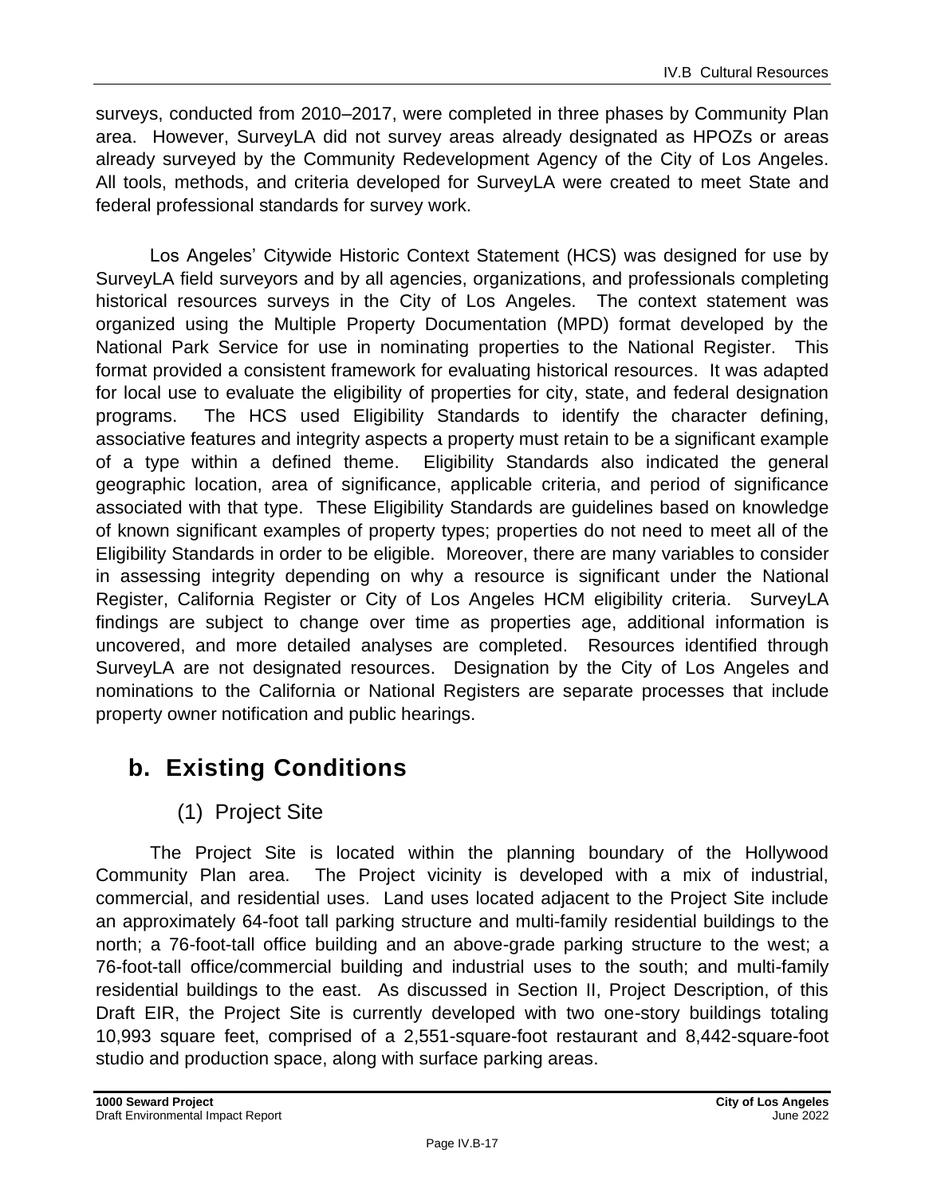surveys, conducted from 2010–2017, were completed in three phases by Community Plan area. However, SurveyLA did not survey areas already designated as HPOZs or areas already surveyed by the Community Redevelopment Agency of the City of Los Angeles. All tools, methods, and criteria developed for SurveyLA were created to meet State and federal professional standards for survey work.

Los Angeles' Citywide Historic Context Statement (HCS) was designed for use by SurveyLA field surveyors and by all agencies, organizations, and professionals completing historical resources surveys in the City of Los Angeles. The context statement was organized using the Multiple Property Documentation (MPD) format developed by the National Park Service for use in nominating properties to the National Register. This format provided a consistent framework for evaluating historical resources. It was adapted for local use to evaluate the eligibility of properties for city, state, and federal designation programs. The HCS used Eligibility Standards to identify the character defining, associative features and integrity aspects a property must retain to be a significant example of a type within a defined theme. Eligibility Standards also indicated the general geographic location, area of significance, applicable criteria, and period of significance associated with that type. These Eligibility Standards are guidelines based on knowledge of known significant examples of property types; properties do not need to meet all of the Eligibility Standards in order to be eligible. Moreover, there are many variables to consider in assessing integrity depending on why a resource is significant under the National Register, California Register or City of Los Angeles HCM eligibility criteria. SurveyLA findings are subject to change over time as properties age, additional information is uncovered, and more detailed analyses are completed. Resources identified through SurveyLA are not designated resources. Designation by the City of Los Angeles and nominations to the California or National Registers are separate processes that include property owner notification and public hearings.

## b. Existing Conditions

### (1) Project Site

The Project Site is located within the planning boundary of the Hollywood Community Plan area. The Project vicinity is developed with a mix of industrial, commercial, and residential uses. Land uses located adjacent to the Project Site include an approximately 64-foot tall parking structure and multi-family residential buildings to the north; a 76-foot-tall office building and an above-grade parking structure to the west; a 76-foot-tall office/commercial building and industrial uses to the south; and multi-family residential buildings to the east. As discussed in Section II, Project Description, of this Draft EIR, the Project Site is currently developed with two one-story buildings totaling 10,993 square feet, comprised of a 2,551-square-foot restaurant and 8,442-square-foot studio and production space, along with surface parking areas.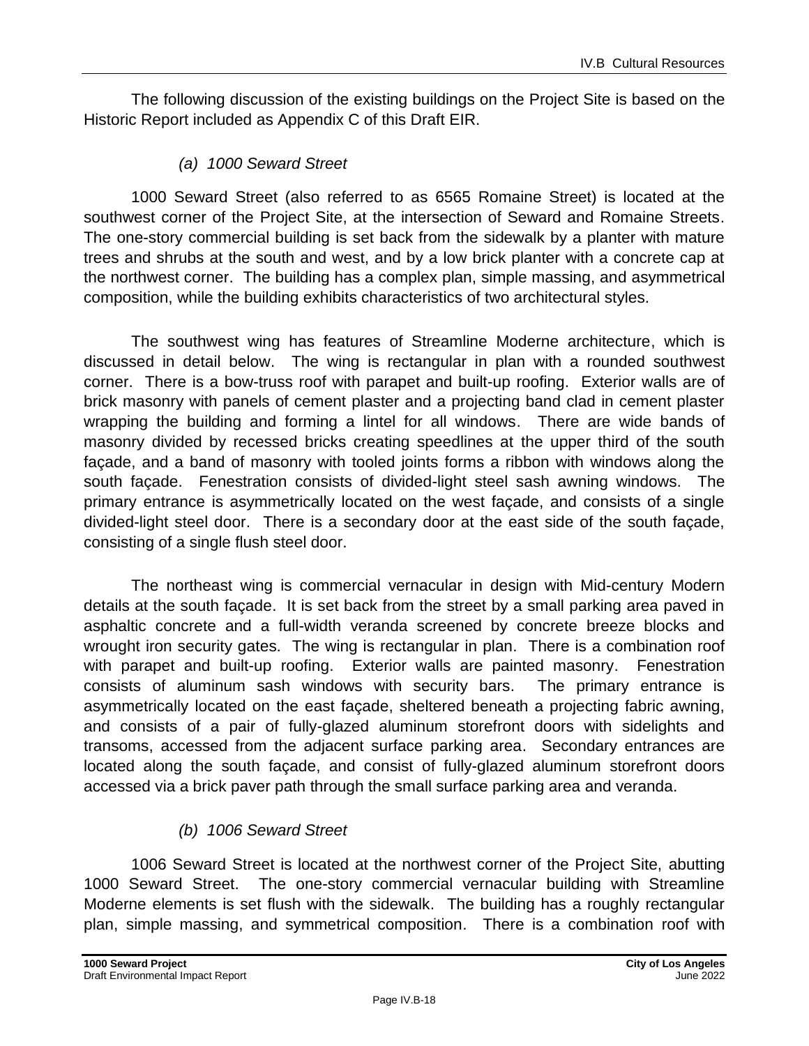The following discussion of the existing buildings on the Project Site is based on the Historic Report included as Appendix C of this Draft EIR.

*(a) 1000 Seward Street*

1000 Seward Street (also referred to as 6565 Romaine Street) is located at the southwest corner of the Project Site, at the intersection of Seward and Romaine Streets. The one-story commercial building is set back from the sidewalk by a planter with mature trees and shrubs at the south and west, and by a low brick planter with a concrete cap at the northwest corner. The building has a complex plan, simple massing, and asymmetrical composition, while the building exhibits characteristics of two architectural styles.

The southwest wing has features of Streamline Moderne architecture, which is discussed in detail below. The wing is rectangular in plan with a rounded southwest corner. There is a bow-truss roof with parapet and built-up roofing. Exterior walls are of brick masonry with panels of cement plaster and a projecting band clad in cement plaster wrapping the building and forming a lintel for all windows. There are wide bands of masonry divided by recessed bricks creating speedlines at the upper third of the south façade, and a band of masonry with tooled joints forms a ribbon with windows along the south façade. Fenestration consists of divided-light steel sash awning windows. The primary entrance is asymmetrically located on the west façade, and consists of a single divided-light steel door. There is a secondary door at the east side of the south façade, consisting of a single flush steel door.

The northeast wing is commercial vernacular in design with Mid-century Modern details at the south façade. It is set back from the street by a small parking area paved in asphaltic concrete and a full-width veranda screened by concrete breeze blocks and wrought iron security gates. The wing is rectangular in plan. There is a combination roof with parapet and built-up roofing. Exterior walls are painted masonry. Fenestration consists of aluminum sash windows with security bars. The primary entrance is asymmetrically located on the east façade, sheltered beneath a projecting fabric awning, and consists of a pair of fully-glazed aluminum storefront doors with sidelights and transoms, accessed from the adjacent surface parking area. Secondary entrances are located along the south façade, and consist of fully-glazed aluminum storefront doors accessed via a brick paver path through the small surface parking area and veranda.

*(b) 1006 Seward Street*

1006 Seward Street is located at the northwest corner of the Project Site, abutting 1000 Seward Street. The one-story commercial vernacular building with Streamline Moderne elements is set flush with the sidewalk. The building has a roughly rectangular plan, simple massing, and symmetrical composition. There is a combination roof with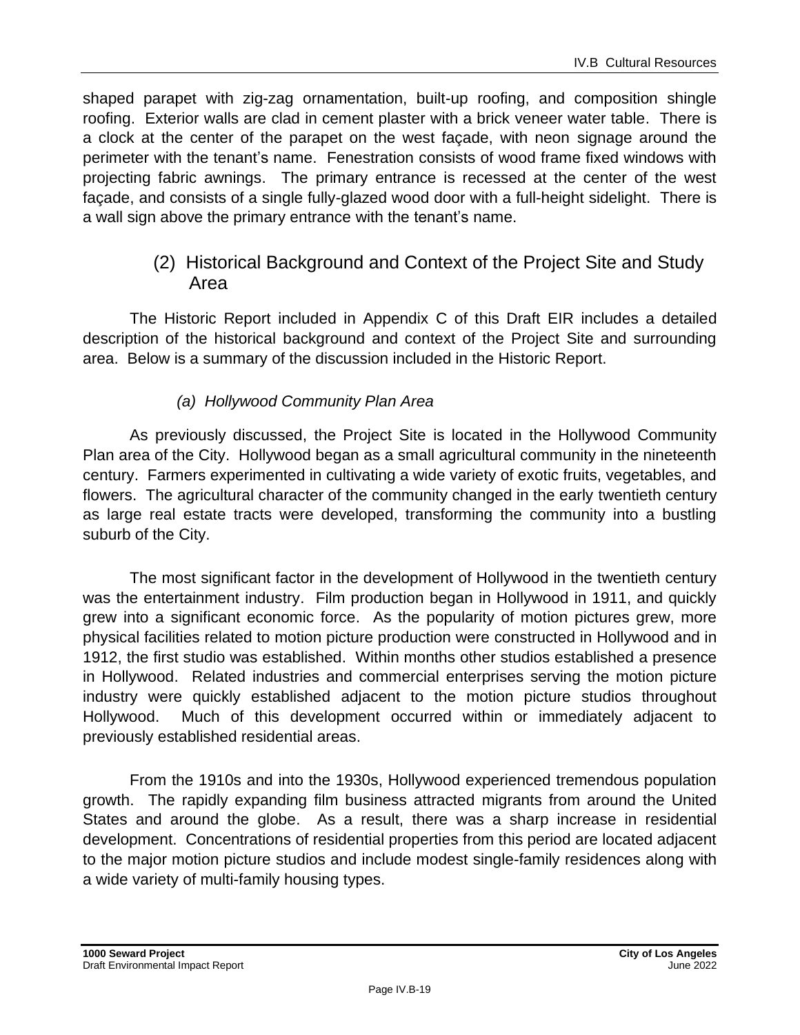shaped parapet with zig-zag ornamentation, built-up roofing, and composition shingle roofing. Exterior walls are clad in cement plaster with a brick veneer water table. There is a clock at the center of the parapet on the west façade, with neon signage around the perimeter with the tenant's name. Fenestration consists of wood frame fixed windows with projecting fabric awnings. The primary entrance is recessed at the center of the west façade, and consists of a single fully-glazed wood door with a full-height sidelight. There is a wall sign above the primary entrance with the tenant's name.

### (2) Historical Background and Context of the Project Site and Study Area

The Historic Report included in Appendix C of this Draft EIR includes a detailed description of the historical background and context of the Project Site and surrounding area. Below is a summary of the discussion included in the Historic Report.

#### *(a) Hollywood Community Plan Area*

As previously discussed, the Project Site is located in the Hollywood Community Plan area of the City. Hollywood began as a small agricultural community in the nineteenth century. Farmers experimented in cultivating a wide variety of exotic fruits, vegetables, and flowers. The agricultural character of the community changed in the early twentieth century as large real estate tracts were developed, transforming the community into a bustling suburb of the City.

The most significant factor in the development of Hollywood in the twentieth century was the entertainment industry. Film production began in Hollywood in 1911, and quickly grew into a significant economic force. As the popularity of motion pictures grew, more physical facilities related to motion picture production were constructed in Hollywood and in 1912, the first studio was established. Within months other studios established a presence in Hollywood. Related industries and commercial enterprises serving the motion picture industry were quickly established adjacent to the motion picture studios throughout Hollywood. Much of this development occurred within or immediately adjacent to previously established residential areas.

From the 1910s and into the 1930s, Hollywood experienced tremendous population growth. The rapidly expanding film business attracted migrants from around the United States and around the globe. As a result, there was a sharp increase in residential development. Concentrations of residential properties from this period are located adjacent to the major motion picture studios and include modest single-family residences along with a wide variety of multi-family housing types.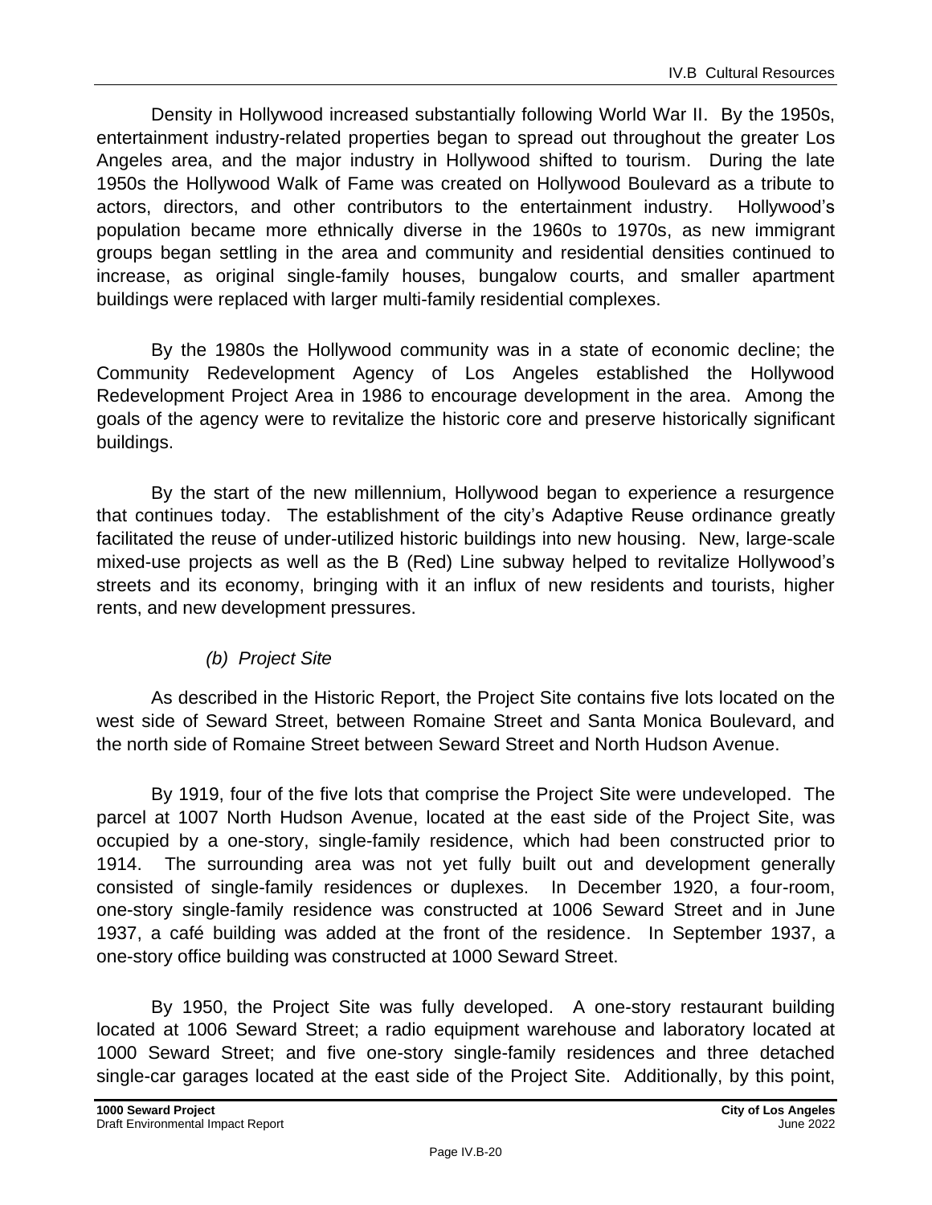Density in Hollywood increased substantially following World War II. By the 1950s, entertainment industry-related properties began to spread out throughout the greater Los Angeles area, and the major industry in Hollywood shifted to tourism. During the late 1950s the Hollywood Walk of Fame was created on Hollywood Boulevard as a tribute to actors, directors, and other contributors to the entertainment industry. Hollywood's population became more ethnically diverse in the 1960s to 1970s, as new immigrant groups began settling in the area and community and residential densities continued to increase, as original single-family houses, bungalow courts, and smaller apartment buildings were replaced with larger multi-family residential complexes.

By the 1980s the Hollywood community was in a state of economic decline; the Community Redevelopment Agency of Los Angeles established the Hollywood Redevelopment Project Area in 1986 to encourage development in the area. Among the goals of the agency were to revitalize the historic core and preserve historically significant buildings.

By the start of the new millennium, Hollywood began to experience a resurgence that continues today. The establishment of the city's Adaptive Reuse ordinance greatly facilitated the reuse of under-utilized historic buildings into new housing. New, large-scale mixed-use projects as well as the B (Red) Line subway helped to revitalize Hollywood's streets and its economy, bringing with it an influx of new residents and tourists, higher rents, and new development pressures.

*(b) Project Site*

As described in the Historic Report, the Project Site contains five lots located on the west side of Seward Street, between Romaine Street and Santa Monica Boulevard, and the north side of Romaine Street between Seward Street and North Hudson Avenue.

By 1919, four of the five lots that comprise the Project Site were undeveloped. The parcel at 1007 North Hudson Avenue, located at the east side of the Project Site, was occupied by a one-story, single-family residence, which had been constructed prior to 1914. The surrounding area was not yet fully built out and development generally consisted of single-family residences or duplexes. In December 1920, a four-room, one-story single-family residence was constructed at 1006 Seward Street and in June 1937, a café building was added at the front of the residence. In September 1937, a one-story office building was constructed at 1000 Seward Street.

By 1950, the Project Site was fully developed. A one-story restaurant building located at 1006 Seward Street; a radio equipment warehouse and laboratory located at 1000 Seward Street; and five one-story single-family residences and three detached single-car garages located at the east side of the Project Site. Additionally, by this point,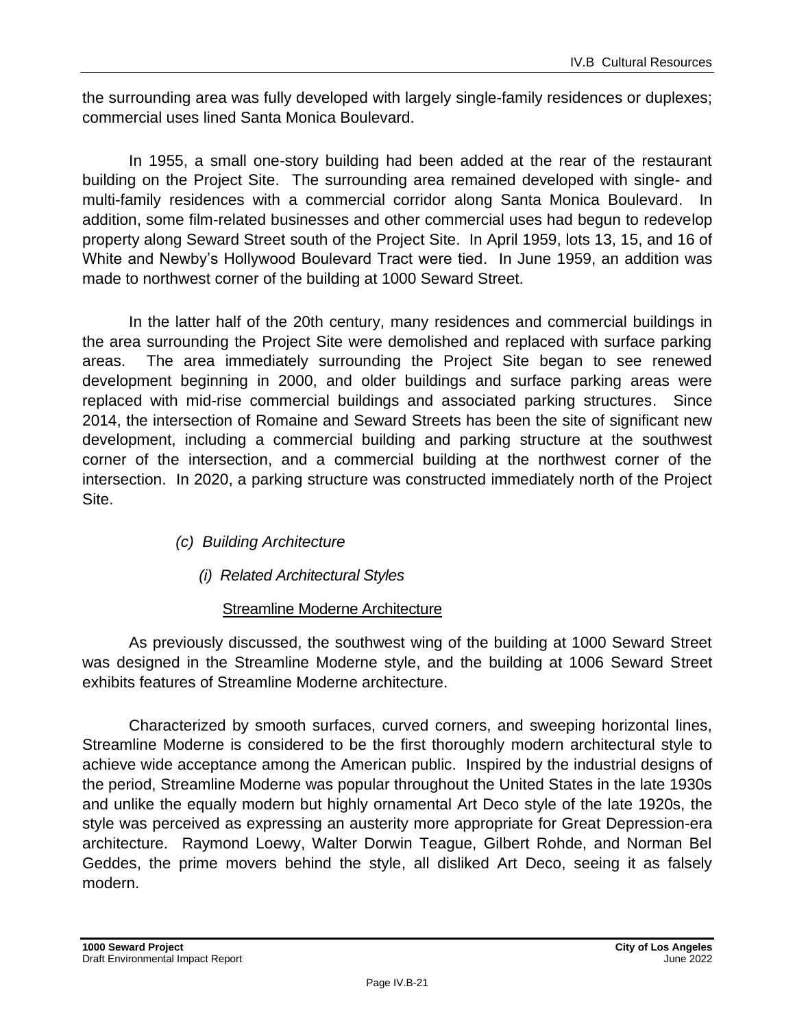the surrounding area was fully developed with largely single-family residences or duplexes; commercial uses lined Santa Monica Boulevard.

In 1955, a small one-story building had been added at the rear of the restaurant building on the Project Site. The surrounding area remained developed with single- and multi-family residences with a commercial corridor along Santa Monica Boulevard. In addition, some film-related businesses and other commercial uses had begun to redevelop property along Seward Street south of the Project Site. In April 1959, lots 13, 15, and 16 of White and Newby's Hollywood Boulevard Tract were tied. In June 1959, an addition was made to northwest corner of the building at 1000 Seward Street.

In the latter half of the 20th century, many residences and commercial buildings in the area surrounding the Project Site were demolished and replaced with surface parking areas. The area immediately surrounding the Project Site began to see renewed development beginning in 2000, and older buildings and surface parking areas were replaced with mid-rise commercial buildings and associated parking structures. Since 2014, the intersection of Romaine and Seward Streets has been the site of significant new development, including a commercial building and parking structure at the southwest corner of the intersection, and a commercial building at the northwest corner of the intersection. In 2020, a parking structure was constructed immediately north of the Project Site.

#### *(c) Building Architecture*

##### *(i) Related Architectural Styles*

<u>Streamline Moderne Architecture</u>

As previously discussed, the southwest wing of the building at 1000 Seward Street was designed in the Streamline Moderne style, and the building at 1006 Seward Street exhibits features of Streamline Moderne architecture.

Characterized by smooth surfaces, curved corners, and sweeping horizontal lines, Streamline Moderne is considered to be the first thoroughly modern architectural style to achieve wide acceptance among the American public. Inspired by the industrial designs of the period, Streamline Moderne was popular throughout the United States in the late 1930s and unlike the equally modern but highly ornamental Art Deco style of the late 1920s, the style was perceived as expressing an austerity more appropriate for Great Depression-era architecture. Raymond Loewy, Walter Dorwin Teague, Gilbert Rohde, and Norman Bel Geddes, the prime movers behind the style, all disliked Art Deco, seeing it as falsely modern.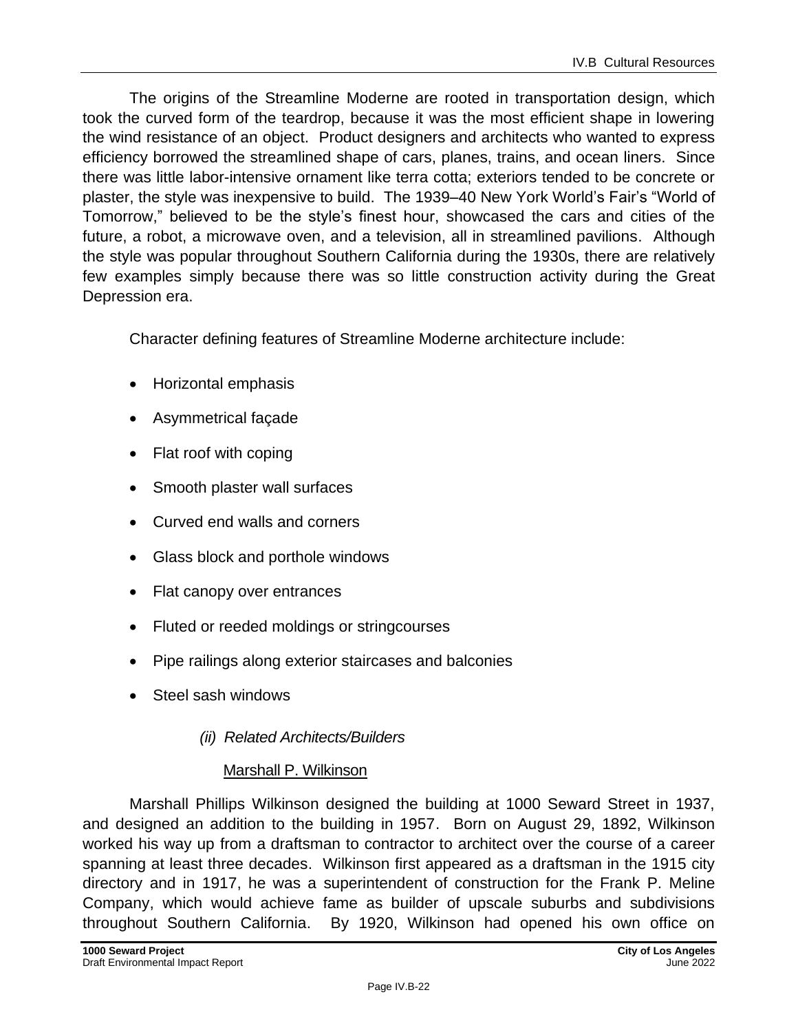The origins of the Streamline Moderne are rooted in transportation design, which took the curved form of the teardrop, because it was the most efficient shape in lowering the wind resistance of an object. Product designers and architects who wanted to express efficiency borrowed the streamlined shape of cars, planes, trains, and ocean liners. Since there was little labor-intensive ornament like terra cotta; exteriors tended to be concrete or plaster, the style was inexpensive to build. The 1939–40 New York World's Fair's "World of Tomorrow," believed to be the style's finest hour, showcased the cars and cities of the future, a robot, a microwave oven, and a television, all in streamlined pavilions. Although the style was popular throughout Southern California during the 1930s, there are relatively few examples simply because there was so little construction activity during the Great Depression era.

Character defining features of Streamline Moderne architecture include:

- Horizontal emphasis
- Asymmetrical façade
- Flat roof with coping
- Smooth plaster wall surfaces
- Curved end walls and corners
- Glass block and porthole windows
- Flat canopy over entrances
- Fluted or reeded moldings or stringcourses
- Pipe railings along exterior staircases and balconies
- Steel sash windows

*(ii) Related Architects/Builders*

<u>Marshall P. Wilkinson</u>

Marshall Phillips Wilkinson designed the building at 1000 Seward Street in 1937, and designed an addition to the building in 1957. Born on August 29, 1892, Wilkinson worked his way up from a draftsman to contractor to architect over the course of a career spanning at least three decades. Wilkinson first appeared as a draftsman in the 1915 city directory and in 1917, he was a superintendent of construction for the Frank P. Meline Company, which would achieve fame as builder of upscale suburbs and subdivisions throughout Southern California. By 1920, Wilkinson had opened his own office on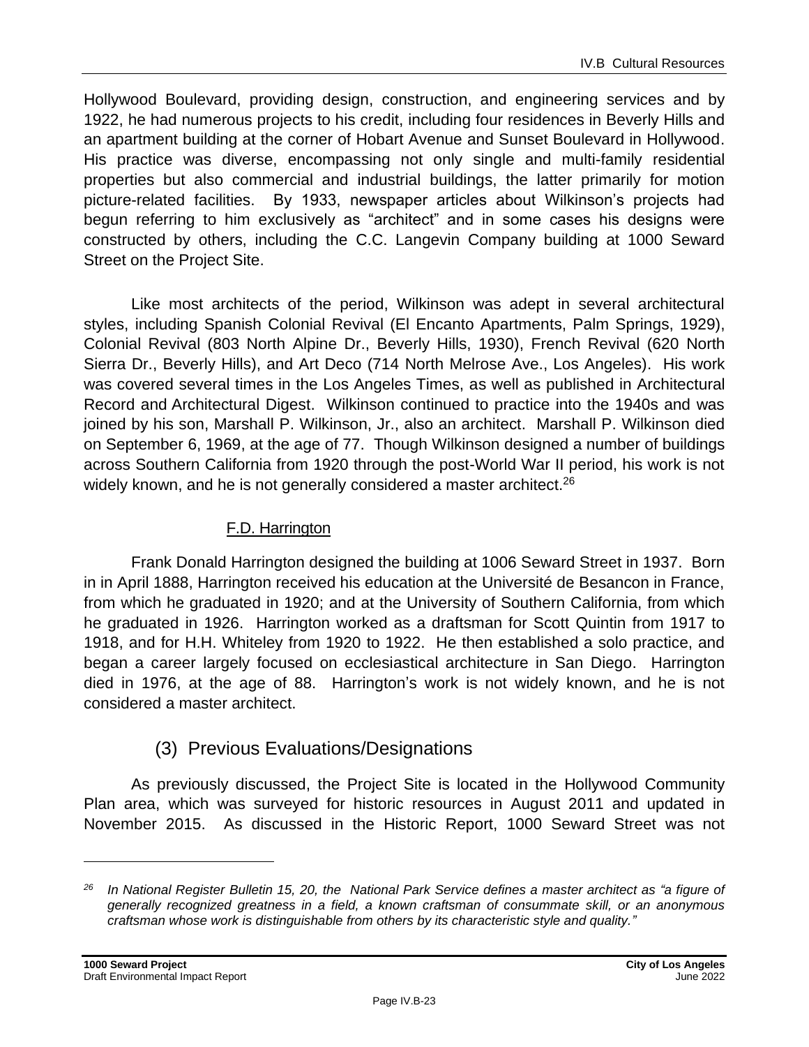Hollywood Boulevard, providing design, construction, and engineering services and by 1922, he had numerous projects to his credit, including four residences in Beverly Hills and an apartment building at the corner of Hobart Avenue and Sunset Boulevard in Hollywood. His practice was diverse, encompassing not only single and multi-family residential properties but also commercial and industrial buildings, the latter primarily for motion picture-related facilities. By 1933, newspaper articles about Wilkinson's projects had begun referring to him exclusively as "architect" and in some cases his designs were constructed by others, including the C.C. Langevin Company building at 1000 Seward Street on the Project Site.

Like most architects of the period, Wilkinson was adept in several architectural styles, including Spanish Colonial Revival (El Encanto Apartments, Palm Springs, 1929), Colonial Revival (803 North Alpine Dr., Beverly Hills, 1930), French Revival (620 North Sierra Dr., Beverly Hills), and Art Deco (714 North Melrose Ave., Los Angeles). His work was covered several times in the Los Angeles Times, as well as published in Architectural Record and Architectural Digest. Wilkinson continued to practice into the 1940s and was joined by his son, Marshall P. Wilkinson, Jr., also an architect. Marshall P. Wilkinson died on September 6, 1969, at the age of 77. Though Wilkinson designed a number of buildings across Southern California from 1920 through the post-World War II period, his work is not widely known, and he is not generally considered a master architect.[26]

F.D. Harrington

Frank Donald Harrington designed the building at 1006 Seward Street in 1937. Born in in April 1888, Harrington received his education at the Université de Besancon in France, from which he graduated in 1920; and at the University of Southern California, from which he graduated in 1926. Harrington worked as a draftsman for Scott Quintin from 1917 to 1918, and for H.H. Whiteley from 1920 to 1922. He then established a solo practice, and began a career largely focused on ecclesiastical architecture in San Diego. Harrington died in 1976, at the age of 88. Harrington's work is not widely known, and he is not considered a master architect.

### (3) Previous Evaluations/Designations

As previously discussed, the Project Site is located in the Hollywood Community Plan area, which was surveyed for historic resources in August 2011 and updated in November 2015. As discussed in the Historic Report, 1000 Seward Street was not

---

[26] *In National Register Bulletin 15, 20, the National Park Service defines a master architect as "a figure of generally recognized greatness in a field, a known craftsman of consummate skill, or an anonymous craftsman whose work is distinguishable from others by its characteristic style and quality."*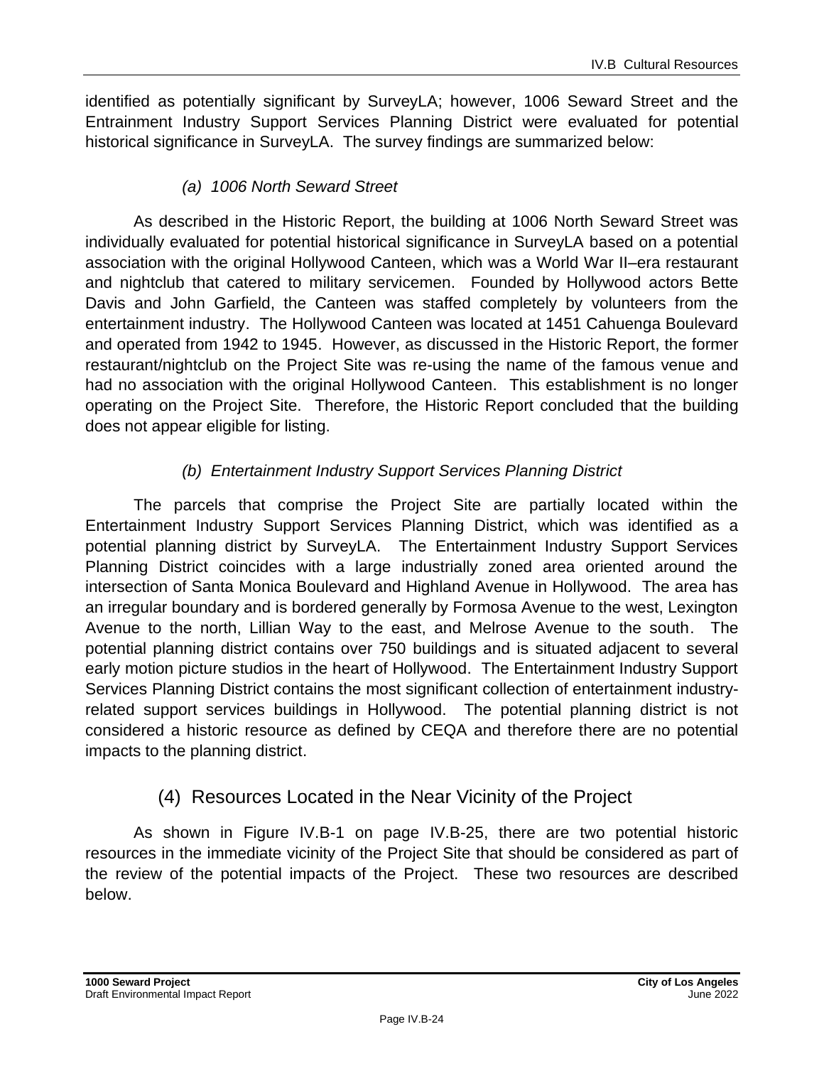identified as potentially significant by SurveyLA; however, 1006 Seward Street and the Entrainment Industry Support Services Planning District were evaluated for potential historical significance in SurveyLA. The survey findings are summarized below:

*(a) 1006 North Seward Street*

As described in the Historic Report, the building at 1006 North Seward Street was individually evaluated for potential historical significance in SurveyLA based on a potential association with the original Hollywood Canteen, which was a World War II–era restaurant and nightclub that catered to military servicemen. Founded by Hollywood actors Bette Davis and John Garfield, the Canteen was staffed completely by volunteers from the entertainment industry. The Hollywood Canteen was located at 1451 Cahuenga Boulevard and operated from 1942 to 1945. However, as discussed in the Historic Report, the former restaurant/nightclub on the Project Site was re-using the name of the famous venue and had no association with the original Hollywood Canteen. This establishment is no longer operating on the Project Site. Therefore, the Historic Report concluded that the building does not appear eligible for listing.

*(b) Entertainment Industry Support Services Planning District*

The parcels that comprise the Project Site are partially located within the Entertainment Industry Support Services Planning District, which was identified as a potential planning district by SurveyLA. The Entertainment Industry Support Services Planning District coincides with a large industrially zoned area oriented around the intersection of Santa Monica Boulevard and Highland Avenue in Hollywood. The area has an irregular boundary and is bordered generally by Formosa Avenue to the west, Lexington Avenue to the north, Lillian Way to the east, and Melrose Avenue to the south. The potential planning district contains over 750 buildings and is situated adjacent to several early motion picture studios in the heart of Hollywood. The Entertainment Industry Support Services Planning District contains the most significant collection of entertainment industry-related support services buildings in Hollywood. The potential planning district is not considered a historic resource as defined by CEQA and therefore there are no potential impacts to the planning district.

## (4) Resources Located in the Near Vicinity of the Project

As shown in Figure IV.B-1 on page IV.B-25, there are two potential historic resources in the immediate vicinity of the Project Site that should be considered as part of the review of the potential impacts of the Project. These two resources are described below.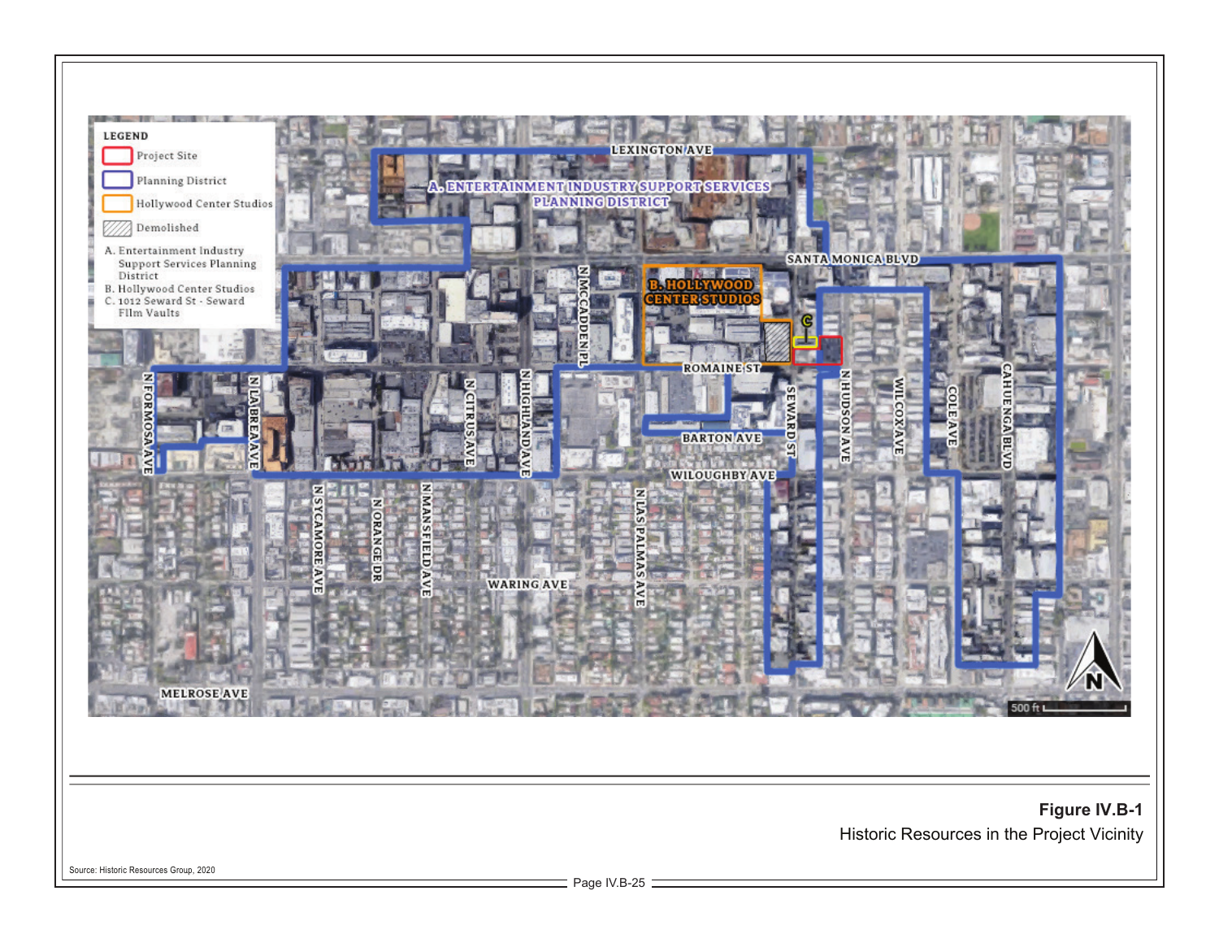LEGEND

- Project Site
- Planning District
- Hollywood Center Studios
- Demolished

A. Entertainment Industry Support Services Planning District
B. Hollywood Center Studios
C. 1012 Seward St - Seward Film Vaults

LEXINGTON AVE

A. ENTERTAINMENT INDUSTRY SUPPORT SERVICES PLANNING DISTRICT

SANTA MONICA BLVD

B. HOLLYWOOD CENTER STUDIOS

C

N MCCADDEN PL

ROMAINE ST

N FORMOSA AVE

N LA BREA AVE

N CITRUS AVE

N HIGHLAND AVE

BARTON AVE

SEWARD ST

N HUDSON AVE

WILCOX AVE

COLE AVE

CAHUENGA BLVD

WILOUGHBY AVE

N SYCAMORE AVE

N ORANGE DR

N MANSFIELD AVE

N LAS PALMAS AVE

WARING AVE

MELROSE AVE

N

500 ft

**Figure IV.B-1**

Historic Resources in the Project Vicinity

Source: Historic Resources Group, 2020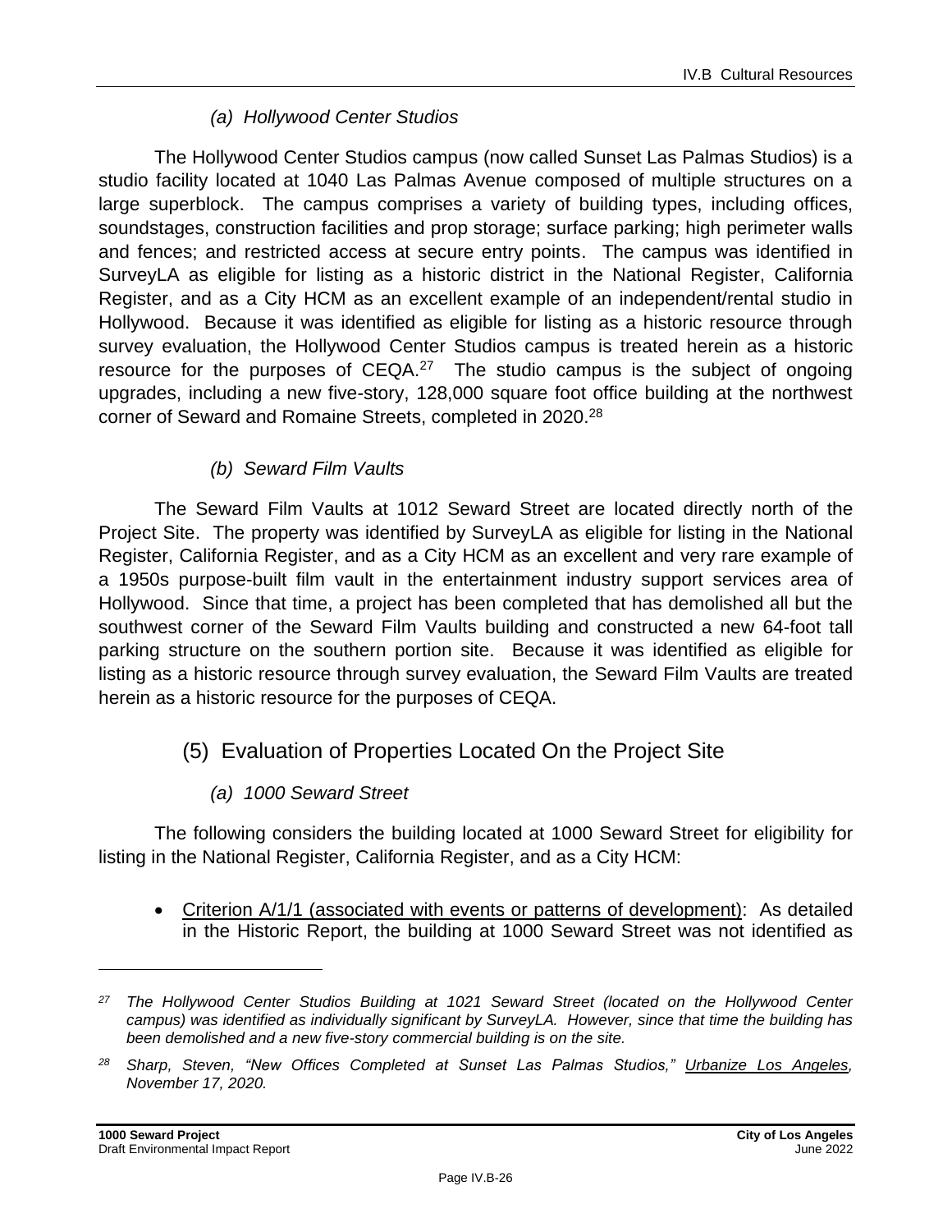#### *(a) Hollywood Center Studios*

The Hollywood Center Studios campus (now called Sunset Las Palmas Studios) is a studio facility located at 1040 Las Palmas Avenue composed of multiple structures on a large superblock. The campus comprises a variety of building types, including offices, soundstages, construction facilities and prop storage; surface parking; high perimeter walls and fences; and restricted access at secure entry points. The campus was identified in SurveyLA as eligible for listing as a historic district in the National Register, California Register, and as a City HCM as an excellent example of an independent/rental studio in Hollywood. Because it was identified as eligible for listing as a historic resource through survey evaluation, the Hollywood Center Studios campus is treated herein as a historic resource for the purposes of CEQA.[27] The studio campus is the subject of ongoing upgrades, including a new five-story, 128,000 square foot office building at the northwest corner of Seward and Romaine Streets, completed in 2020.[28]

#### *(b) Seward Film Vaults*

The Seward Film Vaults at 1012 Seward Street are located directly north of the Project Site. The property was identified by SurveyLA as eligible for listing in the National Register, California Register, and as a City HCM as an excellent and very rare example of a 1950s purpose-built film vault in the entertainment industry support services area of Hollywood. Since that time, a project has been completed that has demolished all but the southwest corner of the Seward Film Vaults building and constructed a new 64-foot tall parking structure on the southern portion site. Because it was identified as eligible for listing as a historic resource through survey evaluation, the Seward Film Vaults are treated herein as a historic resource for the purposes of CEQA.

### (5) Evaluation of Properties Located On the Project Site

#### *(a) 1000 Seward Street*

The following considers the building located at 1000 Seward Street for eligibility for listing in the National Register, California Register, and as a City HCM:

- Criterion A/1/1 (associated with events or patterns of development): As detailed in the Historic Report, the building at 1000 Seward Street was not identified as

---

*[27] The Hollywood Center Studios Building at 1021 Seward Street (located on the Hollywood Center campus) was identified as individually significant by SurveyLA. However, since that time the building has been demolished and a new five-story commercial building is on the site.*

*[28] Sharp, Steven, "New Offices Completed at Sunset Las Palmas Studios," Urbanize Los Angeles, November 17, 2020.*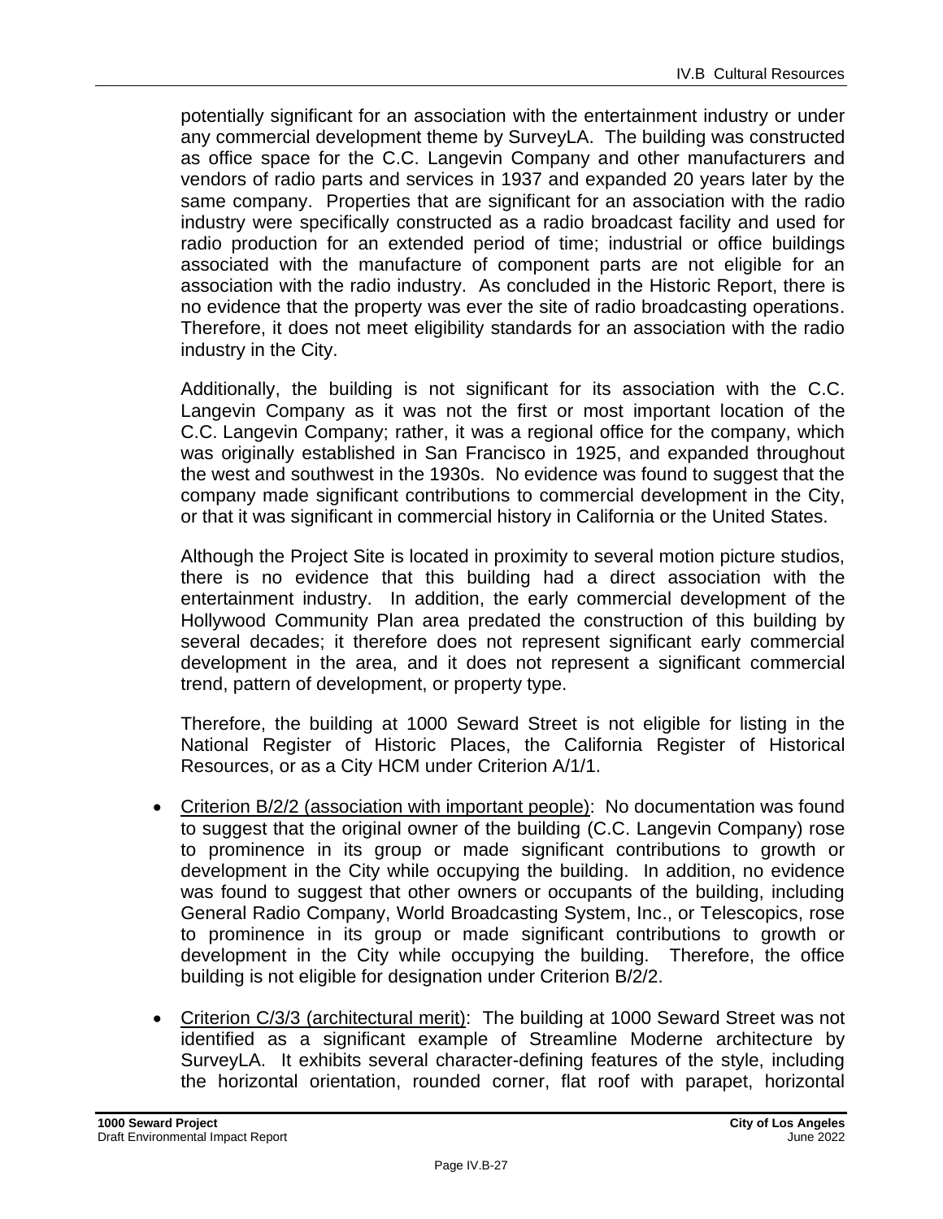potentially significant for an association with the entertainment industry or under any commercial development theme by SurveyLA. The building was constructed as office space for the C.C. Langevin Company and other manufacturers and vendors of radio parts and services in 1937 and expanded 20 years later by the same company. Properties that are significant for an association with the radio industry were specifically constructed as a radio broadcast facility and used for radio production for an extended period of time; industrial or office buildings associated with the manufacture of component parts are not eligible for an association with the radio industry. As concluded in the Historic Report, there is no evidence that the property was ever the site of radio broadcasting operations. Therefore, it does not meet eligibility standards for an association with the radio industry in the City.

Additionally, the building is not significant for its association with the C.C. Langevin Company as it was not the first or most important location of the C.C. Langevin Company; rather, it was a regional office for the company, which was originally established in San Francisco in 1925, and expanded throughout the west and southwest in the 1930s. No evidence was found to suggest that the company made significant contributions to commercial development in the City, or that it was significant in commercial history in California or the United States.

Although the Project Site is located in proximity to several motion picture studios, there is no evidence that this building had a direct association with the entertainment industry. In addition, the early commercial development of the Hollywood Community Plan area predated the construction of this building by several decades; it therefore does not represent significant early commercial development in the area, and it does not represent a significant commercial trend, pattern of development, or property type.

Therefore, the building at 1000 Seward Street is not eligible for listing in the National Register of Historic Places, the California Register of Historical Resources, or as a City HCM under Criterion A/1/1.

- Criterion B/2/2 (association with important people): No documentation was found to suggest that the original owner of the building (C.C. Langevin Company) rose to prominence in its group or made significant contributions to growth or development in the City while occupying the building. In addition, no evidence was found to suggest that other owners or occupants of the building, including General Radio Company, World Broadcasting System, Inc., or Telescopics, rose to prominence in its group or made significant contributions to growth or development in the City while occupying the building. Therefore, the office building is not eligible for designation under Criterion B/2/2.

- Criterion C/3/3 (architectural merit): The building at 1000 Seward Street was not identified as a significant example of Streamline Moderne architecture by SurveyLA. It exhibits several character-defining features of the style, including the horizontal orientation, rounded corner, flat roof with parapet, horizontal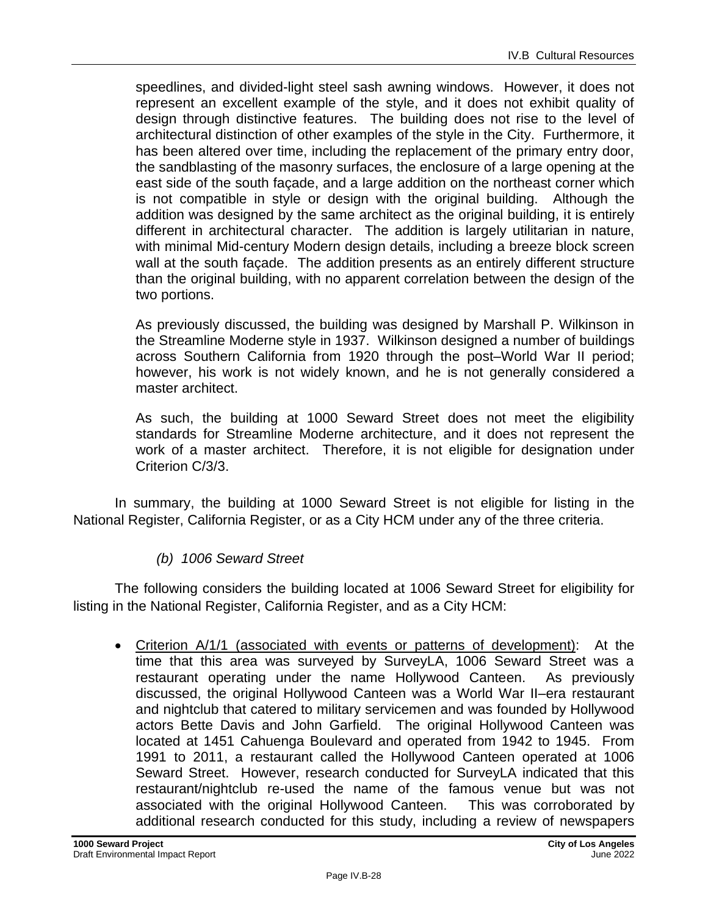speedlines, and divided-light steel sash awning windows. However, it does not represent an excellent example of the style, and it does not exhibit quality of design through distinctive features. The building does not rise to the level of architectural distinction of other examples of the style in the City. Furthermore, it has been altered over time, including the replacement of the primary entry door, the sandblasting of the masonry surfaces, the enclosure of a large opening at the east side of the south façade, and a large addition on the northeast corner which is not compatible in style or design with the original building. Although the addition was designed by the same architect as the original building, it is entirely different in architectural character. The addition is largely utilitarian in nature, with minimal Mid-century Modern design details, including a breeze block screen wall at the south façade. The addition presents as an entirely different structure than the original building, with no apparent correlation between the design of the two portions.

As previously discussed, the building was designed by Marshall P. Wilkinson in the Streamline Moderne style in 1937. Wilkinson designed a number of buildings across Southern California from 1920 through the post–World War II period; however, his work is not widely known, and he is not generally considered a master architect.

As such, the building at 1000 Seward Street does not meet the eligibility standards for Streamline Moderne architecture, and it does not represent the work of a master architect. Therefore, it is not eligible for designation under Criterion C/3/3.

In summary, the building at 1000 Seward Street is not eligible for listing in the National Register, California Register, or as a City HCM under any of the three criteria.

*(b) 1006 Seward Street*

The following considers the building located at 1006 Seward Street for eligibility for listing in the National Register, California Register, and as a City HCM:

- Criterion A/1/1 (associated with events or patterns of development): At the time that this area was surveyed by SurveyLA, 1006 Seward Street was a restaurant operating under the name Hollywood Canteen. As previously discussed, the original Hollywood Canteen was a World War II–era restaurant and nightclub that catered to military servicemen and was founded by Hollywood actors Bette Davis and John Garfield. The original Hollywood Canteen was located at 1451 Cahuenga Boulevard and operated from 1942 to 1945. From 1991 to 2011, a restaurant called the Hollywood Canteen operated at 1006 Seward Street. However, research conducted for SurveyLA indicated that this restaurant/nightclub re-used the name of the famous venue but was not associated with the original Hollywood Canteen. This was corroborated by additional research conducted for this study, including a review of newspapers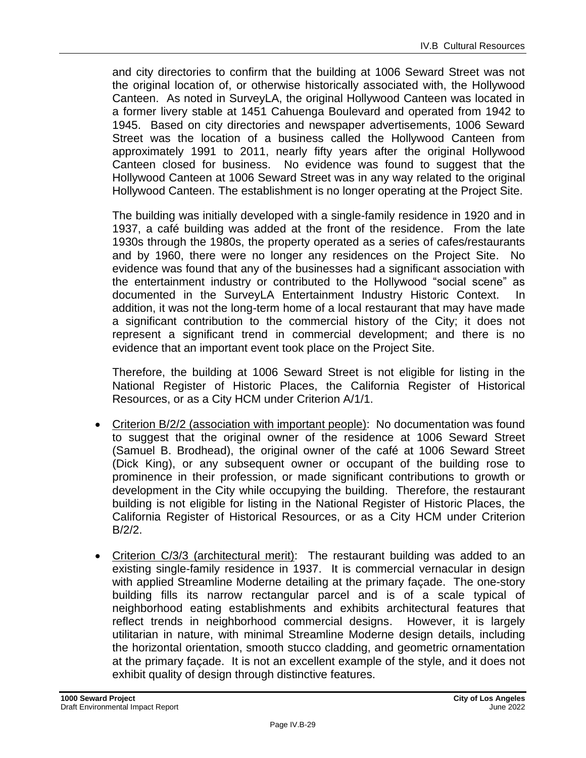and city directories to confirm that the building at 1006 Seward Street was not the original location of, or otherwise historically associated with, the Hollywood Canteen. As noted in SurveyLA, the original Hollywood Canteen was located in a former livery stable at 1451 Cahuenga Boulevard and operated from 1942 to 1945. Based on city directories and newspaper advertisements, 1006 Seward Street was the location of a business called the Hollywood Canteen from approximately 1991 to 2011, nearly fifty years after the original Hollywood Canteen closed for business. No evidence was found to suggest that the Hollywood Canteen at 1006 Seward Street was in any way related to the original Hollywood Canteen. The establishment is no longer operating at the Project Site.

The building was initially developed with a single-family residence in 1920 and in 1937, a café building was added at the front of the residence. From the late 1930s through the 1980s, the property operated as a series of cafes/restaurants and by 1960, there were no longer any residences on the Project Site. No evidence was found that any of the businesses had a significant association with the entertainment industry or contributed to the Hollywood "social scene" as documented in the SurveyLA Entertainment Industry Historic Context. In addition, it was not the long-term home of a local restaurant that may have made a significant contribution to the commercial history of the City; it does not represent a significant trend in commercial development; and there is no evidence that an important event took place on the Project Site.

Therefore, the building at 1006 Seward Street is not eligible for listing in the National Register of Historic Places, the California Register of Historical Resources, or as a City HCM under Criterion A/1/1.

- Criterion B/2/2 (association with important people): No documentation was found to suggest that the original owner of the residence at 1006 Seward Street (Samuel B. Brodhead), the original owner of the café at 1006 Seward Street (Dick King), or any subsequent owner or occupant of the building rose to prominence in their profession, or made significant contributions to growth or development in the City while occupying the building. Therefore, the restaurant building is not eligible for listing in the National Register of Historic Places, the California Register of Historical Resources, or as a City HCM under Criterion B/2/2.

- Criterion C/3/3 (architectural merit): The restaurant building was added to an existing single-family residence in 1937. It is commercial vernacular in design with applied Streamline Moderne detailing at the primary façade. The one-story building fills its narrow rectangular parcel and is of a scale typical of neighborhood eating establishments and exhibits architectural features that reflect trends in neighborhood commercial designs. However, it is largely utilitarian in nature, with minimal Streamline Moderne design details, including the horizontal orientation, smooth stucco cladding, and geometric ornamentation at the primary façade. It is not an excellent example of the style, and it does not exhibit quality of design through distinctive features.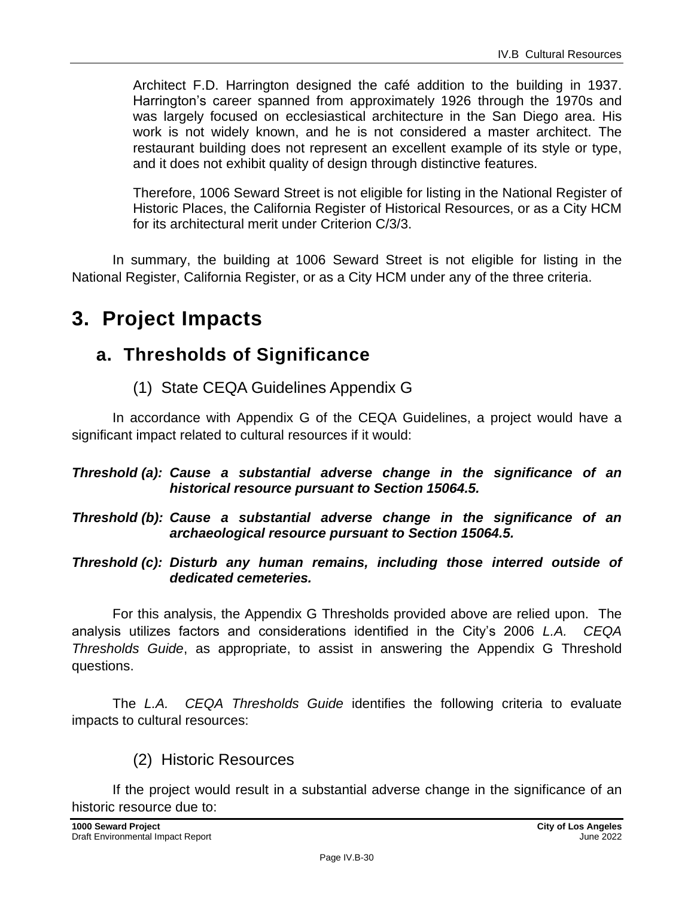Architect F.D. Harrington designed the café addition to the building in 1937. Harrington's career spanned from approximately 1926 through the 1970s and was largely focused on ecclesiastical architecture in the San Diego area. His work is not widely known, and he is not considered a master architect. The restaurant building does not represent an excellent example of its style or type, and it does not exhibit quality of design through distinctive features.

Therefore, 1006 Seward Street is not eligible for listing in the National Register of Historic Places, the California Register of Historical Resources, or as a City HCM for its architectural merit under Criterion C/3/3.

In summary, the building at 1006 Seward Street is not eligible for listing in the National Register, California Register, or as a City HCM under any of the three criteria.

# 3. Project Impacts

## a. Thresholds of Significance

### (1) State CEQA Guidelines Appendix G

In accordance with Appendix G of the CEQA Guidelines, a project would have a significant impact related to cultural resources if it would:

***Threshold (a): Cause a substantial adverse change in the significance of an historical resource pursuant to Section 15064.5.***

***Threshold (b): Cause a substantial adverse change in the significance of an archaeological resource pursuant to Section 15064.5.***

***Threshold (c): Disturb any human remains, including those interred outside of dedicated cemeteries.***

For this analysis, the Appendix G Thresholds provided above are relied upon. The analysis utilizes factors and considerations identified in the City's 2006 *L.A. CEQA Thresholds Guide*, as appropriate, to assist in answering the Appendix G Threshold questions.

The *L.A. CEQA Thresholds Guide* identifies the following criteria to evaluate impacts to cultural resources:

### (2) Historic Resources

If the project would result in a substantial adverse change in the significance of an historic resource due to: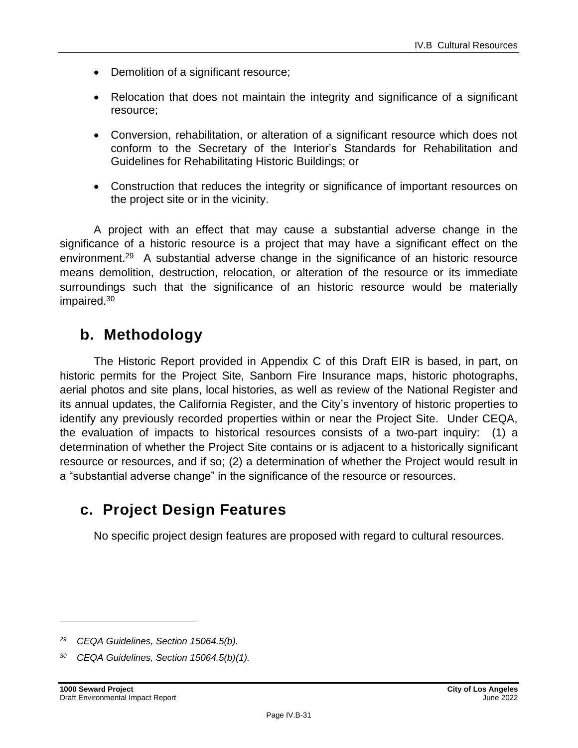- Demolition of a significant resource;
- Relocation that does not maintain the integrity and significance of a significant resource;
- Conversion, rehabilitation, or alteration of a significant resource which does not conform to the Secretary of the Interior's Standards for Rehabilitation and Guidelines for Rehabilitating Historic Buildings; or
- Construction that reduces the integrity or significance of important resources on the project site or in the vicinity.

A project with an effect that may cause a substantial adverse change in the significance of a historic resource is a project that may have a significant effect on the environment.[29] A substantial adverse change in the significance of an historic resource means demolition, destruction, relocation, or alteration of the resource or its immediate surroundings such that the significance of an historic resource would be materially impaired.[30]

## b. Methodology

The Historic Report provided in Appendix C of this Draft EIR is based, in part, on historic permits for the Project Site, Sanborn Fire Insurance maps, historic photographs, aerial photos and site plans, local histories, as well as review of the National Register and its annual updates, the California Register, and the City's inventory of historic properties to identify any previously recorded properties within or near the Project Site. Under CEQA, the evaluation of impacts to historical resources consists of a two-part inquiry: (1) a determination of whether the Project Site contains or is adjacent to a historically significant resource or resources, and if so; (2) a determination of whether the Project would result in a "substantial adverse change" in the significance of the resource or resources.

## c. Project Design Features

No specific project design features are proposed with regard to cultural resources.

---

[29] *CEQA Guidelines, Section 15064.5(b).*

[30] *CEQA Guidelines, Section 15064.5(b)(1).*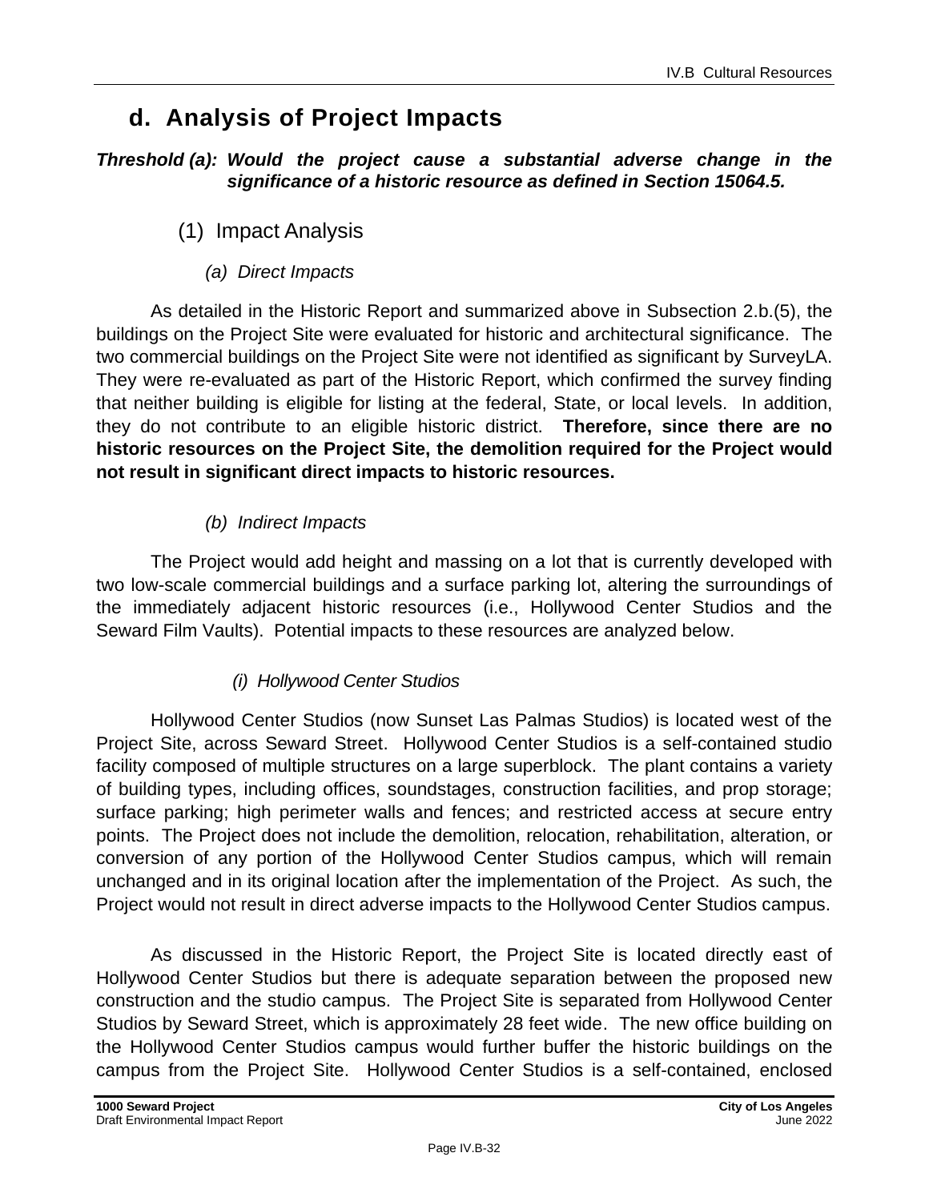## d. Analysis of Project Impacts

***Threshold (a): Would the project cause a substantial adverse change in the significance of a historic resource as defined in Section 15064.5.***

### (1) Impact Analysis

#### *(a) Direct Impacts*

As detailed in the Historic Report and summarized above in Subsection 2.b.(5), the buildings on the Project Site were evaluated for historic and architectural significance. The two commercial buildings on the Project Site were not identified as significant by SurveyLA. They were re-evaluated as part of the Historic Report, which confirmed the survey finding that neither building is eligible for listing at the federal, State, or local levels. In addition, they do not contribute to an eligible historic district. **Therefore, since there are no historic resources on the Project Site, the demolition required for the Project would not result in significant direct impacts to historic resources.**

#### *(b) Indirect Impacts*

The Project would add height and massing on a lot that is currently developed with two low-scale commercial buildings and a surface parking lot, altering the surroundings of the immediately adjacent historic resources (i.e., Hollywood Center Studios and the Seward Film Vaults). Potential impacts to these resources are analyzed below.

##### *(i) Hollywood Center Studios*

Hollywood Center Studios (now Sunset Las Palmas Studios) is located west of the Project Site, across Seward Street. Hollywood Center Studios is a self-contained studio facility composed of multiple structures on a large superblock. The plant contains a variety of building types, including offices, soundstages, construction facilities, and prop storage; surface parking; high perimeter walls and fences; and restricted access at secure entry points. The Project does not include the demolition, relocation, rehabilitation, alteration, or conversion of any portion of the Hollywood Center Studios campus, which will remain unchanged and in its original location after the implementation of the Project. As such, the Project would not result in direct adverse impacts to the Hollywood Center Studios campus.

As discussed in the Historic Report, the Project Site is located directly east of Hollywood Center Studios but there is adequate separation between the proposed new construction and the studio campus. The Project Site is separated from Hollywood Center Studios by Seward Street, which is approximately 28 feet wide. The new office building on the Hollywood Center Studios campus would further buffer the historic buildings on the campus from the Project Site. Hollywood Center Studios is a self-contained, enclosed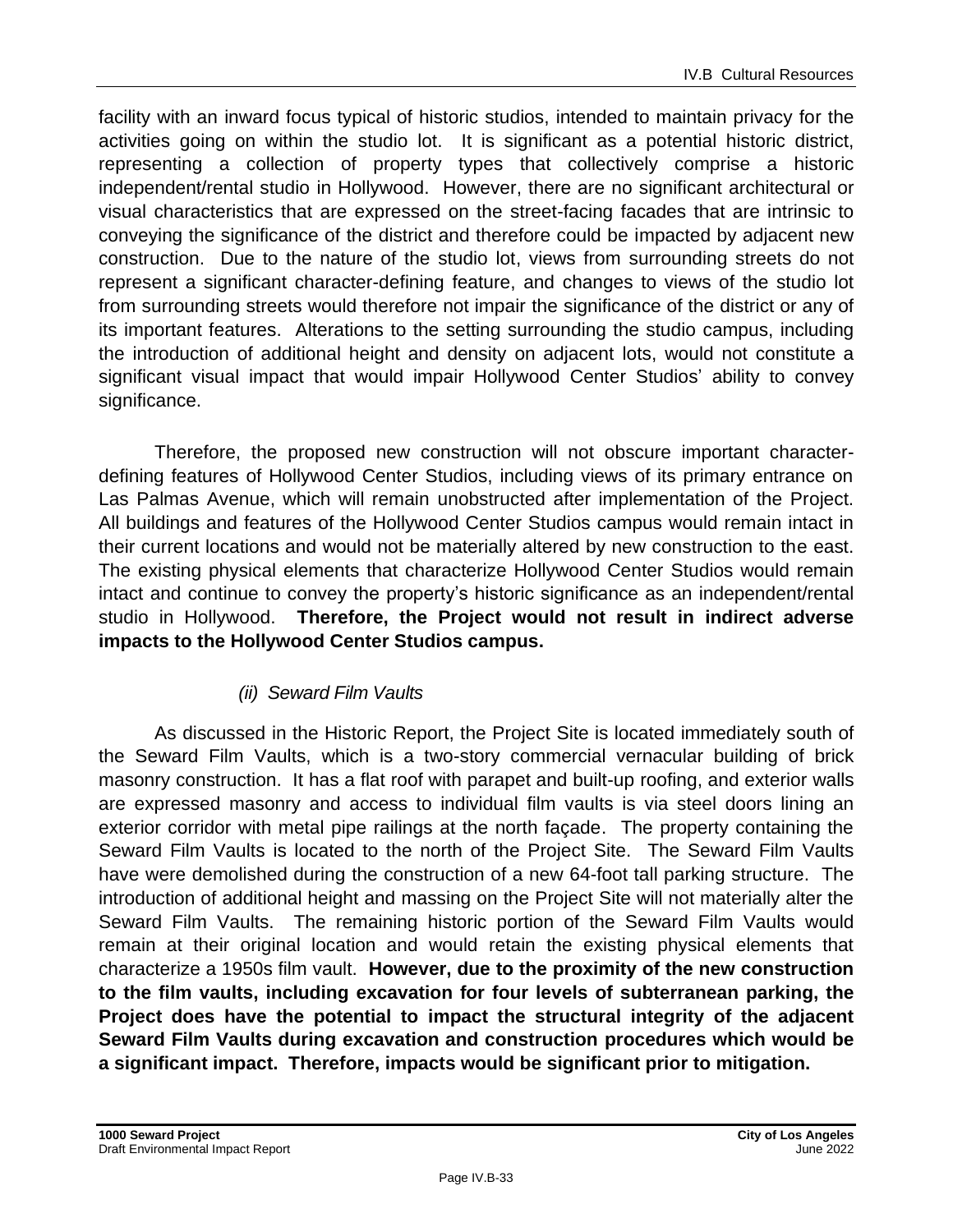facility with an inward focus typical of historic studios, intended to maintain privacy for the activities going on within the studio lot. It is significant as a potential historic district, representing a collection of property types that collectively comprise a historic independent/rental studio in Hollywood. However, there are no significant architectural or visual characteristics that are expressed on the street-facing facades that are intrinsic to conveying the significance of the district and therefore could be impacted by adjacent new construction. Due to the nature of the studio lot, views from surrounding streets do not represent a significant character-defining feature, and changes to views of the studio lot from surrounding streets would therefore not impair the significance of the district or any of its important features. Alterations to the setting surrounding the studio campus, including the introduction of additional height and density on adjacent lots, would not constitute a significant visual impact that would impair Hollywood Center Studios' ability to convey significance.

Therefore, the proposed new construction will not obscure important character-defining features of Hollywood Center Studios, including views of its primary entrance on Las Palmas Avenue, which will remain unobstructed after implementation of the Project. All buildings and features of the Hollywood Center Studios campus would remain intact in their current locations and would not be materially altered by new construction to the east. The existing physical elements that characterize Hollywood Center Studios would remain intact and continue to convey the property's historic significance as an independent/rental studio in Hollywood. **Therefore, the Project would not result in indirect adverse impacts to the Hollywood Center Studios campus.**

*(ii) Seward Film Vaults*

As discussed in the Historic Report, the Project Site is located immediately south of the Seward Film Vaults, which is a two-story commercial vernacular building of brick masonry construction. It has a flat roof with parapet and built-up roofing, and exterior walls are expressed masonry and access to individual film vaults is via steel doors lining an exterior corridor with metal pipe railings at the north façade. The property containing the Seward Film Vaults is located to the north of the Project Site. The Seward Film Vaults have were demolished during the construction of a new 64-foot tall parking structure. The introduction of additional height and massing on the Project Site will not materially alter the Seward Film Vaults. The remaining historic portion of the Seward Film Vaults would remain at their original location and would retain the existing physical elements that characterize a 1950s film vault. **However, due to the proximity of the new construction to the film vaults, including excavation for four levels of subterranean parking, the Project does have the potential to impact the structural integrity of the adjacent Seward Film Vaults during excavation and construction procedures which would be a significant impact. Therefore, impacts would be significant prior to mitigation.**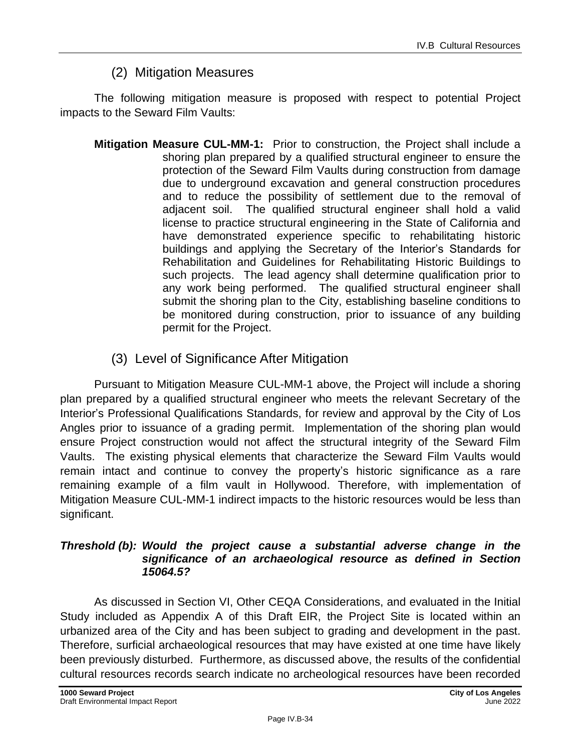### (2) Mitigation Measures

The following mitigation measure is proposed with respect to potential Project impacts to the Seward Film Vaults:

**Mitigation Measure CUL-MM-1:** Prior to construction, the Project shall include a shoring plan prepared by a qualified structural engineer to ensure the protection of the Seward Film Vaults during construction from damage due to underground excavation and general construction procedures and to reduce the possibility of settlement due to the removal of adjacent soil. The qualified structural engineer shall hold a valid license to practice structural engineering in the State of California and have demonstrated experience specific to rehabilitating historic buildings and applying the Secretary of the Interior's Standards for Rehabilitation and Guidelines for Rehabilitating Historic Buildings to such projects. The lead agency shall determine qualification prior to any work being performed. The qualified structural engineer shall submit the shoring plan to the City, establishing baseline conditions to be monitored during construction, prior to issuance of any building permit for the Project.

### (3) Level of Significance After Mitigation

Pursuant to Mitigation Measure CUL-MM-1 above, the Project will include a shoring plan prepared by a qualified structural engineer who meets the relevant Secretary of the Interior's Professional Qualifications Standards, for review and approval by the City of Los Angles prior to issuance of a grading permit. Implementation of the shoring plan would ensure Project construction would not affect the structural integrity of the Seward Film Vaults. The existing physical elements that characterize the Seward Film Vaults would remain intact and continue to convey the property's historic significance as a rare remaining example of a film vault in Hollywood. Therefore, with implementation of Mitigation Measure CUL-MM-1 indirect impacts to the historic resources would be less than significant.

***Threshold (b): Would the project cause a substantial adverse change in the significance of an archaeological resource as defined in Section 15064.5?***

As discussed in Section VI, Other CEQA Considerations, and evaluated in the Initial Study included as Appendix A of this Draft EIR, the Project Site is located within an urbanized area of the City and has been subject to grading and development in the past. Therefore, surficial archaeological resources that may have existed at one time have likely been previously disturbed. Furthermore, as discussed above, the results of the confidential cultural resources records search indicate no archeological resources have been recorded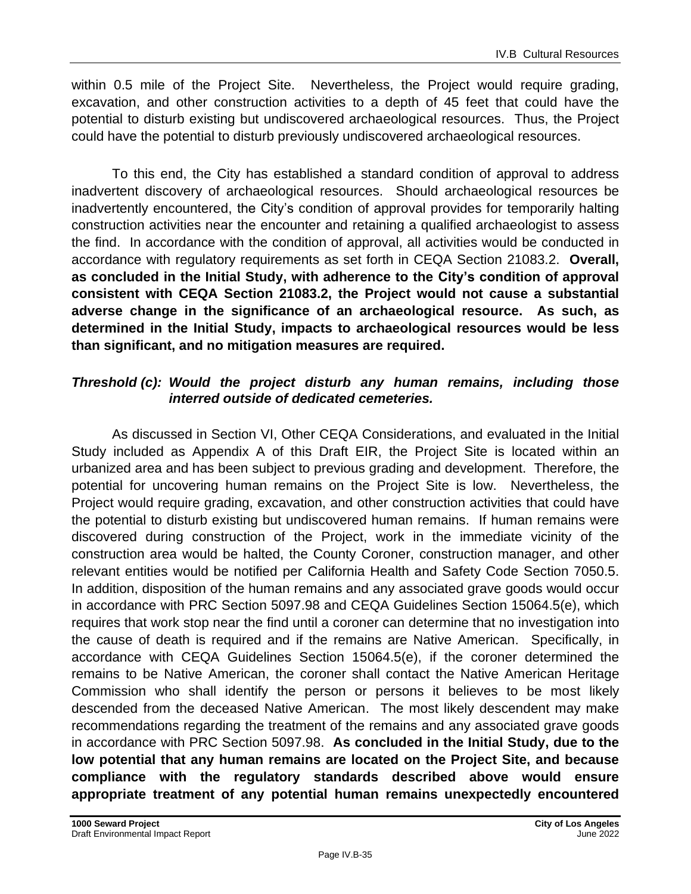within 0.5 mile of the Project Site. Nevertheless, the Project would require grading, excavation, and other construction activities to a depth of 45 feet that could have the potential to disturb existing but undiscovered archaeological resources. Thus, the Project could have the potential to disturb previously undiscovered archaeological resources.

To this end, the City has established a standard condition of approval to address inadvertent discovery of archaeological resources. Should archaeological resources be inadvertently encountered, the City's condition of approval provides for temporarily halting construction activities near the encounter and retaining a qualified archaeologist to assess the find. In accordance with the condition of approval, all activities would be conducted in accordance with regulatory requirements as set forth in CEQA Section 21083.2. **Overall, as concluded in the Initial Study, with adherence to the City's condition of approval consistent with CEQA Section 21083.2, the Project would not cause a substantial adverse change in the significance of an archaeological resource. As such, as determined in the Initial Study, impacts to archaeological resources would be less than significant, and no mitigation measures are required.**

***Threshold (c): Would the project disturb any human remains, including those interred outside of dedicated cemeteries.***

As discussed in Section VI, Other CEQA Considerations, and evaluated in the Initial Study included as Appendix A of this Draft EIR, the Project Site is located within an urbanized area and has been subject to previous grading and development. Therefore, the potential for uncovering human remains on the Project Site is low. Nevertheless, the Project would require grading, excavation, and other construction activities that could have the potential to disturb existing but undiscovered human remains. If human remains were discovered during construction of the Project, work in the immediate vicinity of the construction area would be halted, the County Coroner, construction manager, and other relevant entities would be notified per California Health and Safety Code Section 7050.5. In addition, disposition of the human remains and any associated grave goods would occur in accordance with PRC Section 5097.98 and CEQA Guidelines Section 15064.5(e), which requires that work stop near the find until a coroner can determine that no investigation into the cause of death is required and if the remains are Native American. Specifically, in accordance with CEQA Guidelines Section 15064.5(e), if the coroner determined the remains to be Native American, the coroner shall contact the Native American Heritage Commission who shall identify the person or persons it believes to be most likely descended from the deceased Native American. The most likely descendent may make recommendations regarding the treatment of the remains and any associated grave goods in accordance with PRC Section 5097.98. **As concluded in the Initial Study, due to the low potential that any human remains are located on the Project Site, and because compliance with the regulatory standards described above would ensure appropriate treatment of any potential human remains unexpectedly encountered**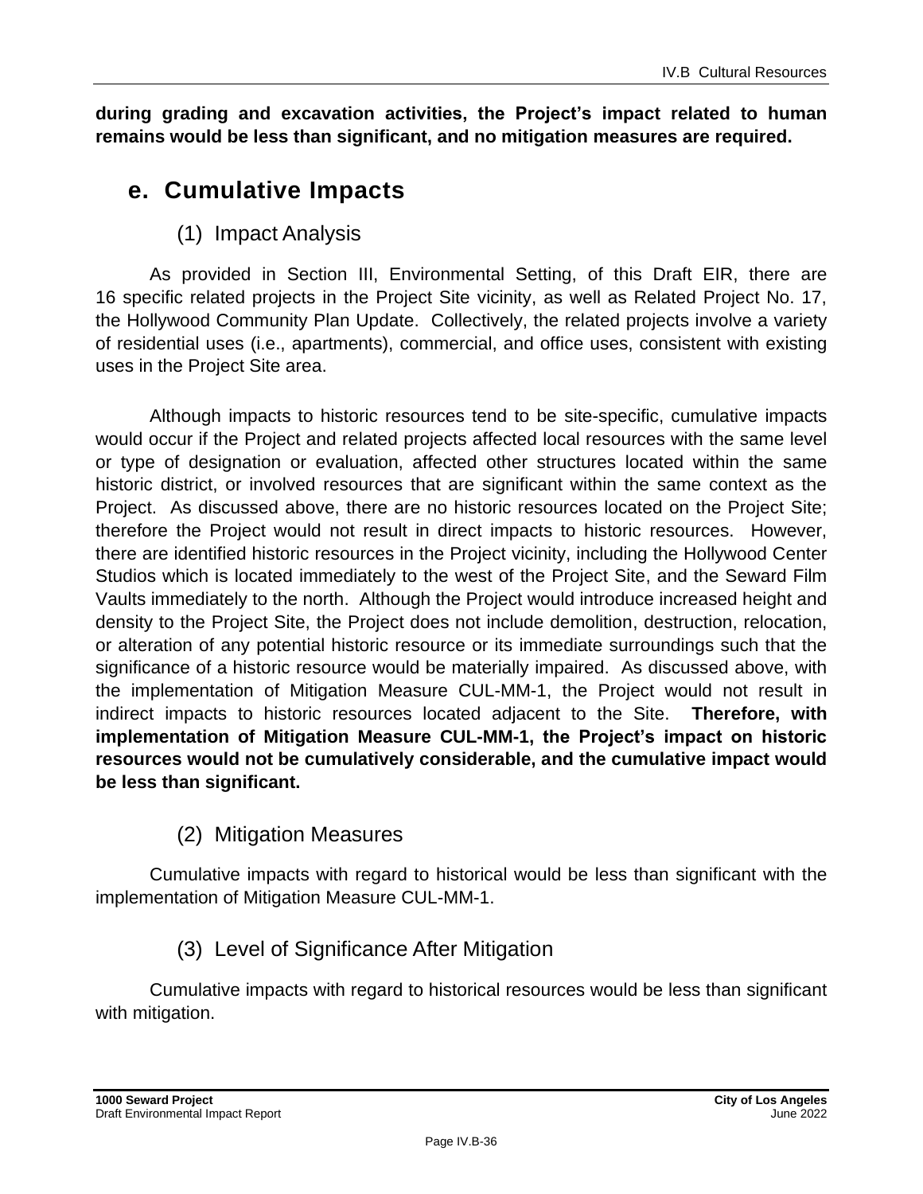**during grading and excavation activities, the Project's impact related to human remains would be less than significant, and no mitigation measures are required.**

## e. Cumulative Impacts

### (1) Impact Analysis

As provided in Section III, Environmental Setting, of this Draft EIR, there are 16 specific related projects in the Project Site vicinity, as well as Related Project No. 17, the Hollywood Community Plan Update. Collectively, the related projects involve a variety of residential uses (i.e., apartments), commercial, and office uses, consistent with existing uses in the Project Site area.

Although impacts to historic resources tend to be site-specific, cumulative impacts would occur if the Project and related projects affected local resources with the same level or type of designation or evaluation, affected other structures located within the same historic district, or involved resources that are significant within the same context as the Project. As discussed above, there are no historic resources located on the Project Site; therefore the Project would not result in direct impacts to historic resources. However, there are identified historic resources in the Project vicinity, including the Hollywood Center Studios which is located immediately to the west of the Project Site, and the Seward Film Vaults immediately to the north. Although the Project would introduce increased height and density to the Project Site, the Project does not include demolition, destruction, relocation, or alteration of any potential historic resource or its immediate surroundings such that the significance of a historic resource would be materially impaired. As discussed above, with the implementation of Mitigation Measure CUL-MM-1, the Project would not result in indirect impacts to historic resources located adjacent to the Site. **Therefore, with implementation of Mitigation Measure CUL-MM-1, the Project's impact on historic resources would not be cumulatively considerable, and the cumulative impact would be less than significant.**

### (2) Mitigation Measures

Cumulative impacts with regard to historical would be less than significant with the implementation of Mitigation Measure CUL-MM-1.

### (3) Level of Significance After Mitigation

Cumulative impacts with regard to historical resources would be less than significant with mitigation.